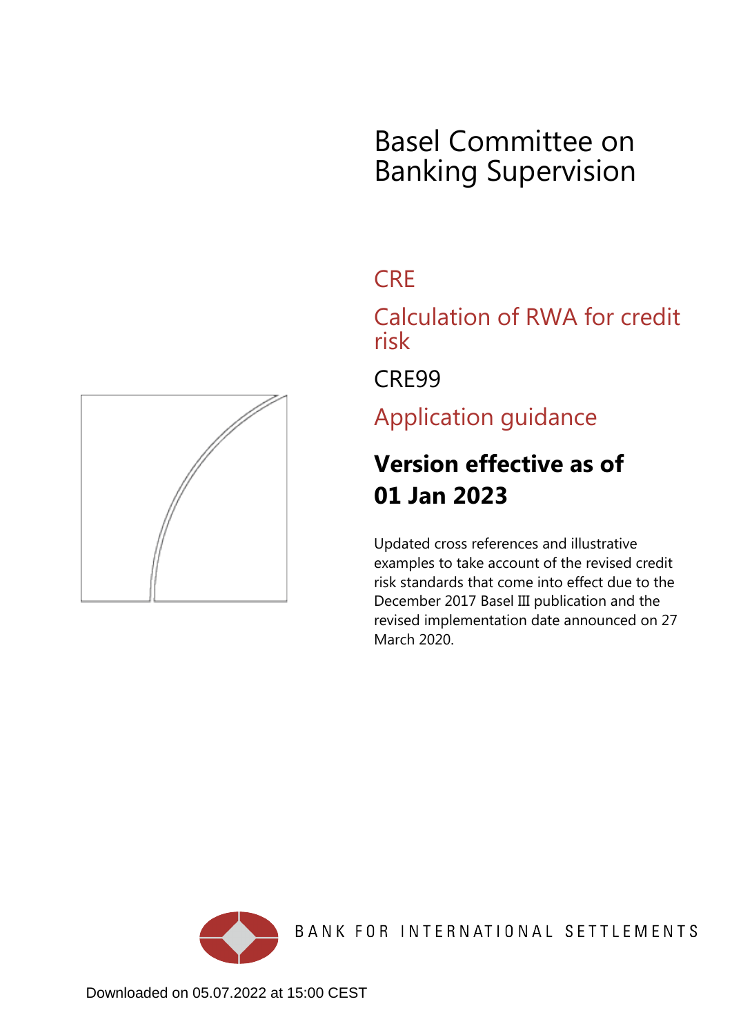# Basel Committee on Banking Supervision

## CRE

## Calculation of RWA for credit risk

## CRE99

## Application guidance

**Version effective as of 01 Jan 2023**

Updated cross references and illustrative examples to take account of the revised credit risk standards that come into effect due to the December 2017 Basel III publication and the revised implementation date announced on 27 March 2020.

BANK FOR INTERNATIONAL SETTLEMENTS

Downloaded on 05.07.2022 at 15:00 CEST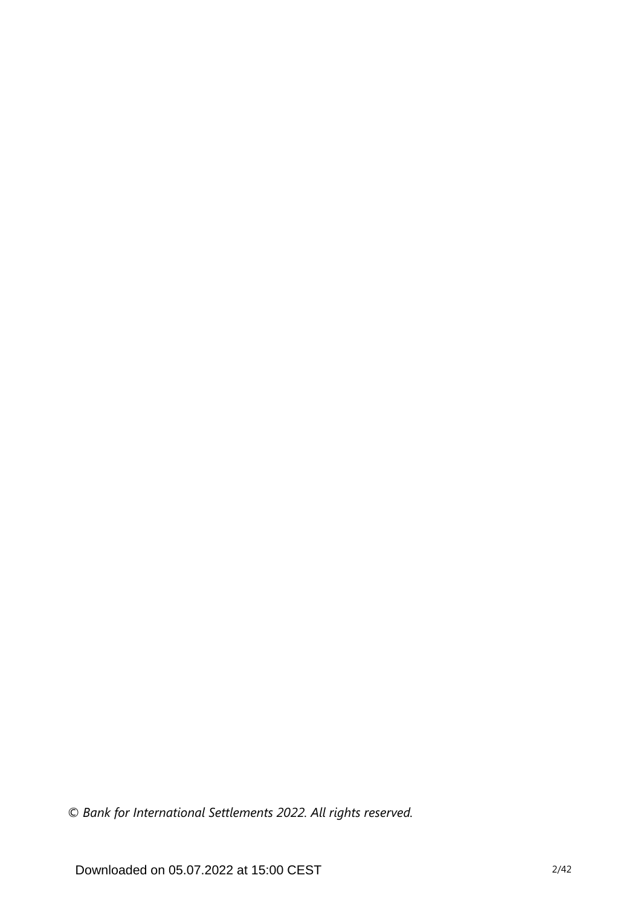*© Bank for International Settlements 2022. All rights reserved.*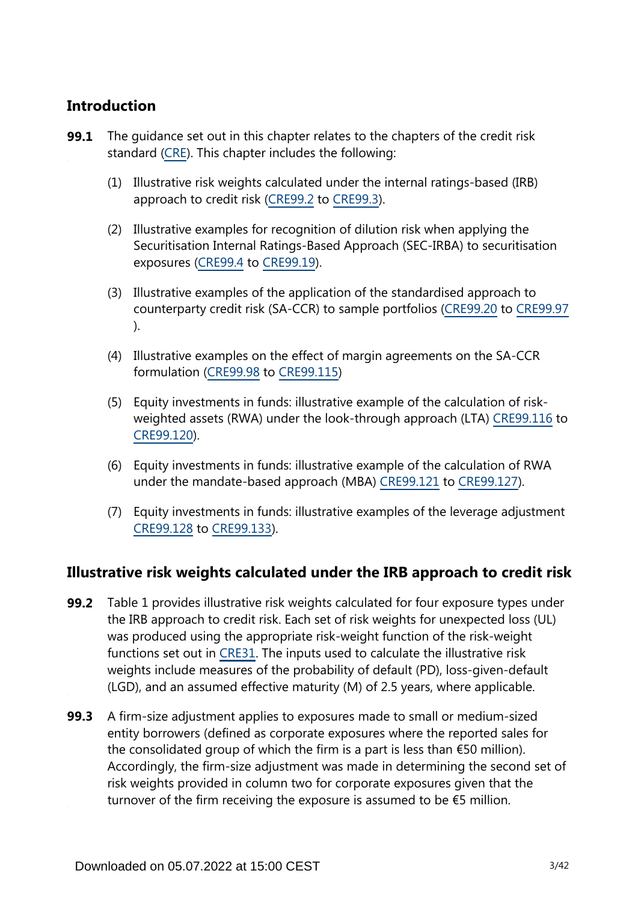## Introduction

**99.1** The guidance set out in this chapter relates to the chapters of the credit risk standard (CRE). This chapter includes the following:

(1) Illustrative risk weights calculated under the internal ratings-based (IRB) approach to credit risk (CRE99.2 to CRE99.3).

(2) Illustrative examples for recognition of dilution risk when applying the Securitisation Internal Ratings-Based Approach (SEC-IRBA) to securitisation exposures (CRE99.4 to CRE99.19).

(3) Illustrative examples of the application of the standardised approach to counterparty credit risk (SA-CCR) to sample portfolios (CRE99.20 to CRE99.97).

(4) Illustrative examples on the effect of margin agreements on the SA-CCR formulation (CRE99.98 to CRE99.115)

(5) Equity investments in funds: illustrative example of the calculation of risk-weighted assets (RWA) under the look-through approach (LTA) CRE99.116 to CRE99.120).

(6) Equity investments in funds: illustrative example of the calculation of RWA under the mandate-based approach (MBA) CRE99.121 to CRE99.127).

(7) Equity investments in funds: illustrative examples of the leverage adjustment CRE99.128 to CRE99.133).

## Illustrative risk weights calculated under the IRB approach to credit risk

**99.2** Table 1 provides illustrative risk weights calculated for four exposure types under the IRB approach to credit risk. Each set of risk weights for unexpected loss (UL) was produced using the appropriate risk-weight function of the risk-weight functions set out in CRE31. The inputs used to calculate the illustrative risk weights include measures of the probability of default (PD), loss-given-default (LGD), and an assumed effective maturity (M) of 2.5 years, where applicable.

**99.3** A firm-size adjustment applies to exposures made to small or medium-sized entity borrowers (defined as corporate exposures where the reported sales for the consolidated group of which the firm is a part is less than €50 million). Accordingly, the firm-size adjustment was made in determining the second set of risk weights provided in column two for corporate exposures given that the turnover of the firm receiving the exposure is assumed to be €5 million.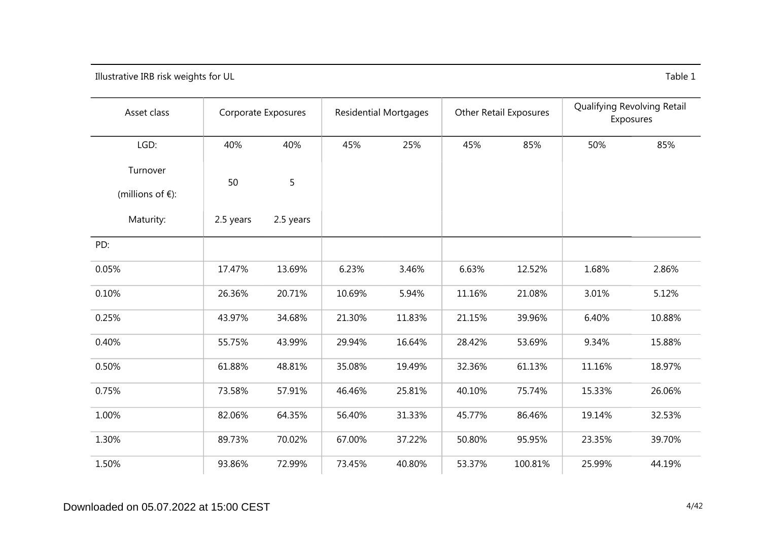Illustrative IRB risk weights for UL

Table 1

| Asset class | Corporate Exposures | | Residential Mortgages | | Other Retail Exposures | | Qualifying Revolving Retail Exposures | |
|---|---|---|---|---|---|---|---|---|
| LGD: | 40% | 40% | 45% | 25% | 45% | 85% | 50% | 85% |
| Turnover (millions of €): | 50 | 5 | | | | | | |
| Maturity: | 2.5 years | 2.5 years | | | | | | |
| PD: | | | | | | | | |
| 0.05% | 17.47% | 13.69% | 6.23% | 3.46% | 6.63% | 12.52% | 1.68% | 2.86% |
| 0.10% | 26.36% | 20.71% | 10.69% | 5.94% | 11.16% | 21.08% | 3.01% | 5.12% |
| 0.25% | 43.97% | 34.68% | 21.30% | 11.83% | 21.15% | 39.96% | 6.40% | 10.88% |
| 0.40% | 55.75% | 43.99% | 29.94% | 16.64% | 28.42% | 53.69% | 9.34% | 15.88% |
| 0.50% | 61.88% | 48.81% | 35.08% | 19.49% | 32.36% | 61.13% | 11.16% | 18.97% |
| 0.75% | 73.58% | 57.91% | 46.46% | 25.81% | 40.10% | 75.74% | 15.33% | 26.06% |
| 1.00% | 82.06% | 64.35% | 56.40% | 31.33% | 45.77% | 86.46% | 19.14% | 32.53% |
| 1.30% | 89.73% | 70.02% | 67.00% | 37.22% | 50.80% | 95.95% | 23.35% | 39.70% |
| 1.50% | 93.86% | 72.99% | 73.45% | 40.80% | 53.37% | 100.81% | 25.99% | 44.19% |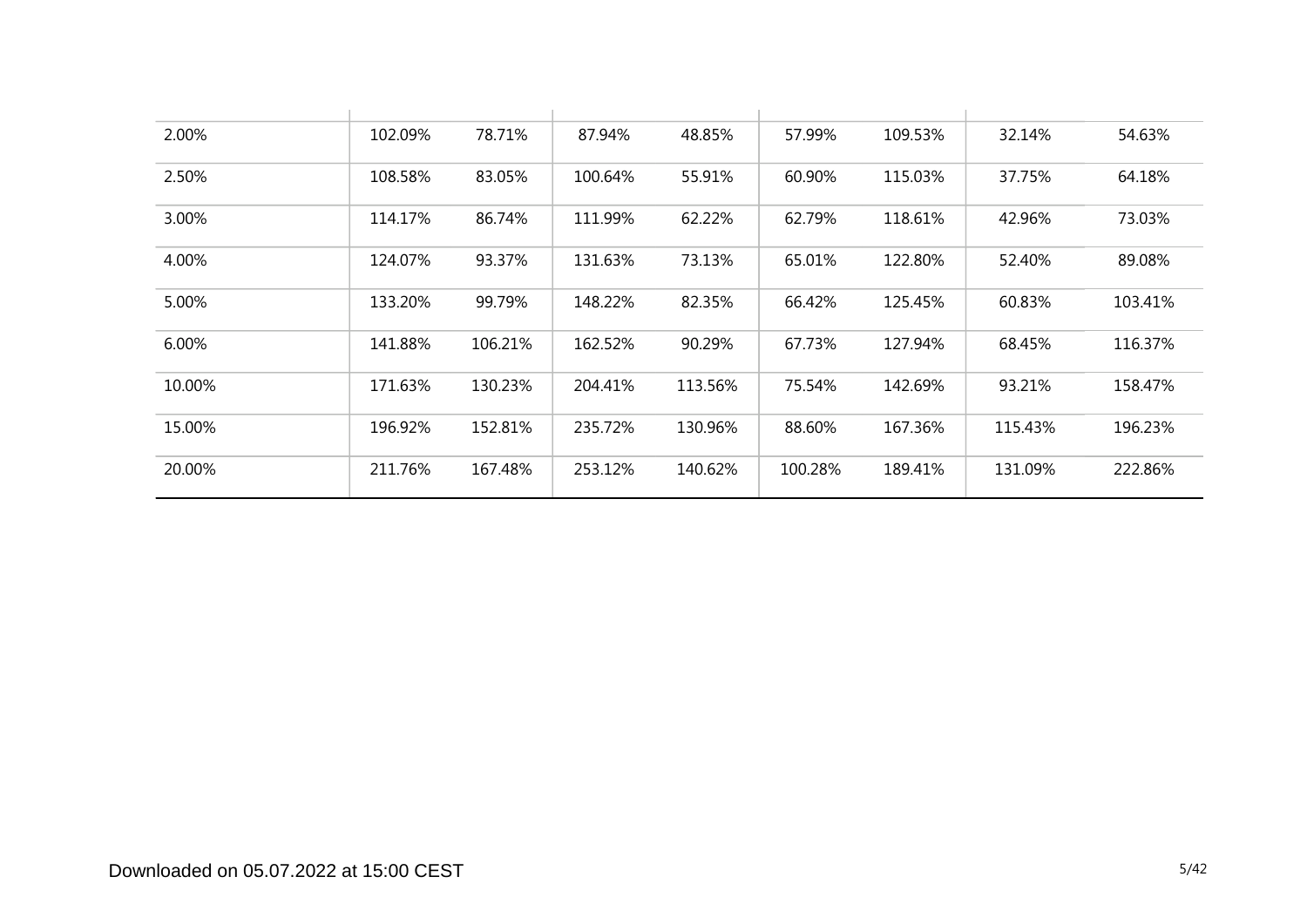| | | | | | | | | |
|---|---|---|---|---|---|---|---|---|
| 2.00% | 102.09% | 78.71% | 87.94% | 48.85% | 57.99% | 109.53% | 32.14% | 54.63% |
| 2.50% | 108.58% | 83.05% | 100.64% | 55.91% | 60.90% | 115.03% | 37.75% | 64.18% |
| 3.00% | 114.17% | 86.74% | 111.99% | 62.22% | 62.79% | 118.61% | 42.96% | 73.03% |
| 4.00% | 124.07% | 93.37% | 131.63% | 73.13% | 65.01% | 122.80% | 52.40% | 89.08% |
| 5.00% | 133.20% | 99.79% | 148.22% | 82.35% | 66.42% | 125.45% | 60.83% | 103.41% |
| 6.00% | 141.88% | 106.21% | 162.52% | 90.29% | 67.73% | 127.94% | 68.45% | 116.37% |
| 10.00% | 171.63% | 130.23% | 204.41% | 113.56% | 75.54% | 142.69% | 93.21% | 158.47% |
| 15.00% | 196.92% | 152.81% | 235.72% | 130.96% | 88.60% | 167.36% | 115.43% | 196.23% |
| 20.00% | 211.76% | 167.48% | 253.12% | 140.62% | 100.28% | 189.41% | 131.09% | 222.86% |

Downloaded on 05.07.2022 at 15:00 CEST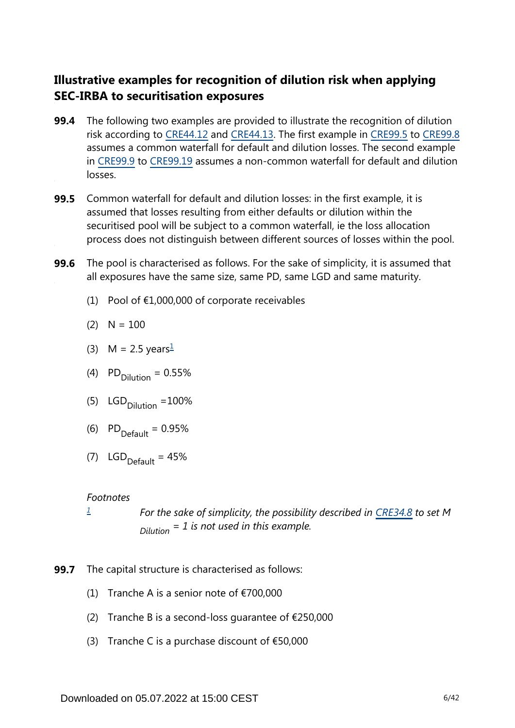## Illustrative examples for recognition of dilution risk when applying SEC-IRBA to securitisation exposures

**99.4** The following two examples are provided to illustrate the recognition of dilution risk according to CRE44.12 and CRE44.13. The first example in CRE99.5 to CRE99.8 assumes a common waterfall for default and dilution losses. The second example in CRE99.9 to CRE99.19 assumes a non-common waterfall for default and dilution losses.

**99.5** Common waterfall for default and dilution losses: in the first example, it is assumed that losses resulting from either defaults or dilution within the securitised pool will be subject to a common waterfall, ie the loss allocation process does not distinguish between different sources of losses within the pool.

**99.6** The pool is characterised as follows. For the sake of simplicity, it is assumed that all exposures have the same size, same PD, same LGD and same maturity.

(1) Pool of €1,000,000 of corporate receivables

(2) N = 100

(3) M = 2.5 years[1]

(4) $PD_{Dilution}$ = 0.55%

(5) $LGD_{Dilution}$ =100%

(6) $PD_{Default}$ = 0.95%

(7) $LGD_{Default}$ = 45%

*Footnotes*

[1] *For the sake of simplicity, the possibility described in CRE34.8 to set $M_{Dilution}$ = 1 is not used in this example.*

**99.7** The capital structure is characterised as follows:

(1) Tranche A is a senior note of €700,000

(2) Tranche B is a second-loss guarantee of €250,000

(3) Tranche C is a purchase discount of €50,000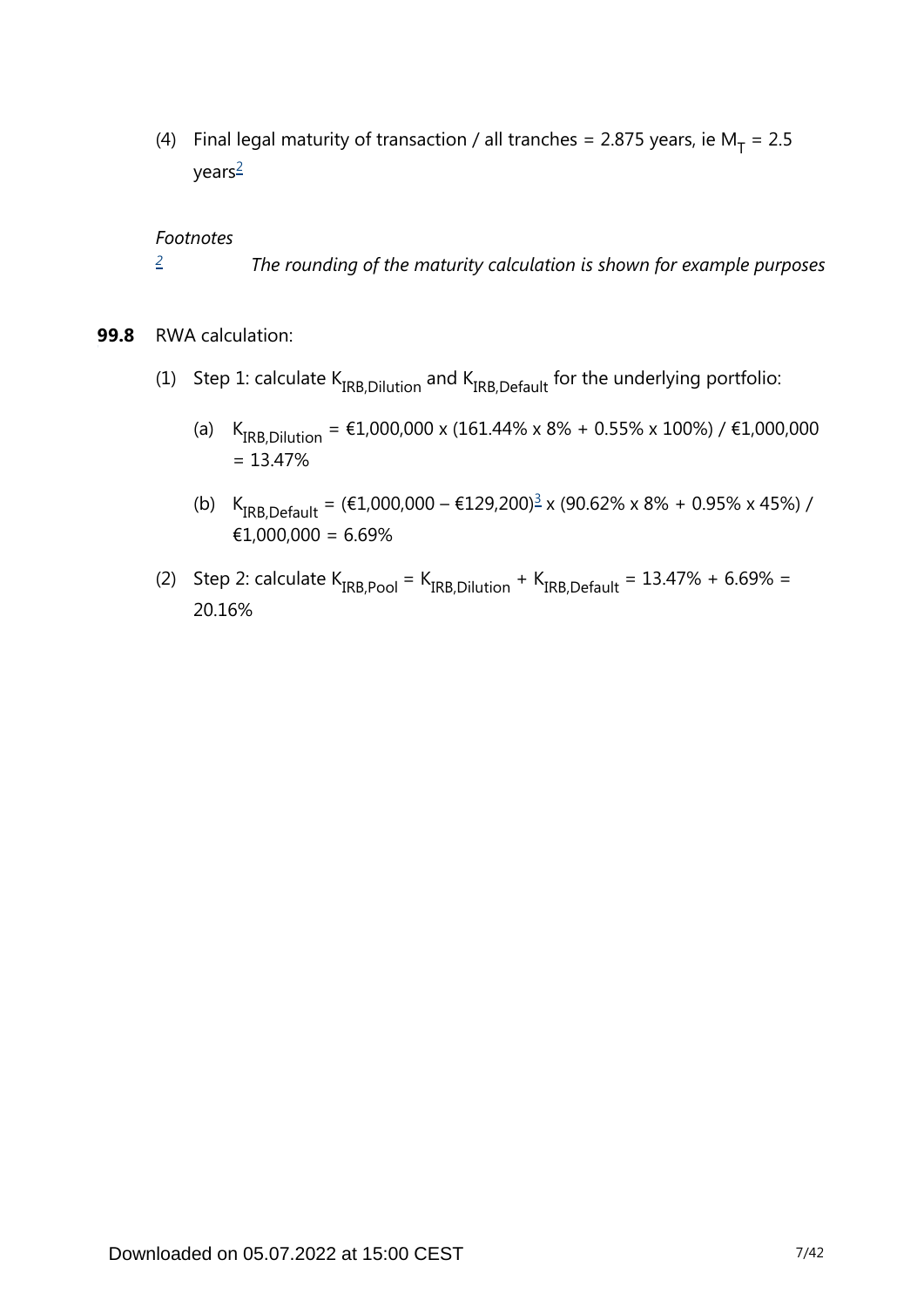(4) Final legal maturity of transaction / all tranches = 2.875 years, ie $M_T$ = 2.5 years[2]

*Footnotes*

[2] *The rounding of the maturity calculation is shown for example purposes*

**99.8** RWA calculation:

(1) Step 1: calculate $K_{IRB,Dilution}$ and $K_{IRB,Default}$ for the underlying portfolio:

(a) $K_{IRB,Dilution}$ = €1,000,000 x (161.44% x 8% + 0.55% x 100%) / €1,000,000 = 13.47%

(b) $K_{IRB,Default}$ = (€1,000,000 – €129,200)[3] x (90.62% x 8% + 0.95% x 45%) / €1,000,000 = 6.69%

(2) Step 2: calculate $K_{IRB,Pool} = K_{IRB,Dilution} + K_{IRB,Default}$ = 13.47% + 6.69% = 20.16%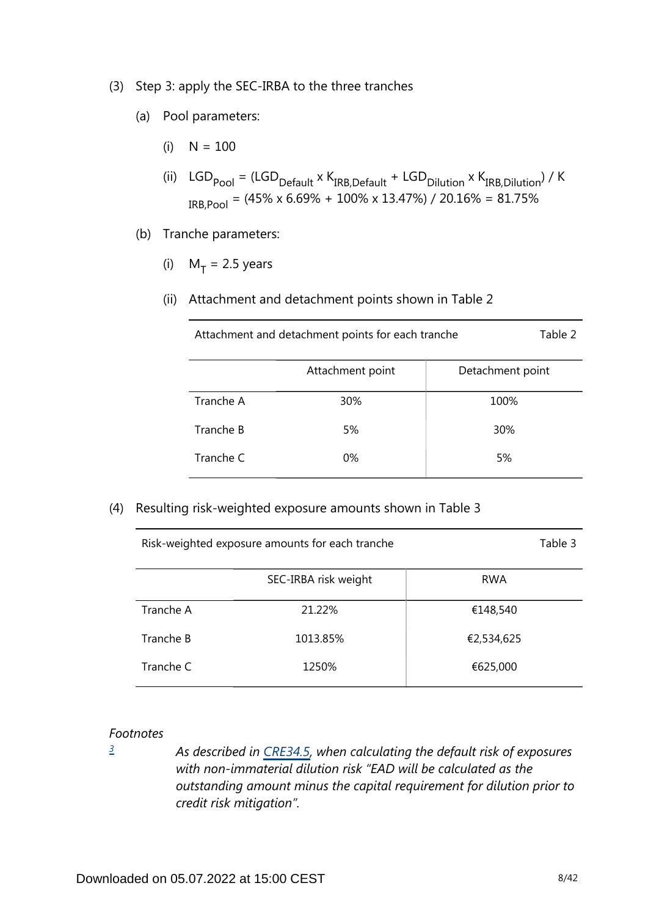(3) Step 3: apply the SEC-IRBA to the three tranches

(a) Pool parameters:

(i) $N = 100$

(ii) $LGD_{Pool} = (LGD_{Default} \times K_{IRB,Default} + LGD_{Dilution} \times K_{IRB,Dilution}) / K_{IRB,Pool} = (45\% \times 6.69\% + 100\% \times 13.47\%) / 20.16\% = 81.75\%$

(b) Tranche parameters:

(i) $M_T = 2.5$ years

(ii) Attachment and detachment points shown in Table 2

| Attachment and detachment points for each tranche | | Table 2 |
|---|---|---|
| | Attachment point | Detachment point |
| Tranche A | 30% | 100% |
| Tranche B | 5% | 30% |
| Tranche C | 0% | 5% |

(4) Resulting risk-weighted exposure amounts shown in Table 3

| Risk-weighted exposure amounts for each tranche | | Table 3 |
|---|---|---|
| | SEC-IRBA risk weight | RWA |
| Tranche A | 21.22% | €148,540 |
| Tranche B | 1013.85% | €2,534,625 |
| Tranche C | 1250% | €625,000 |

*Footnotes*

[3] *As described in CRE34.5, when calculating the default risk of exposures with non-immaterial dilution risk "EAD will be calculated as the outstanding amount minus the capital requirement for dilution prior to credit risk mitigation".*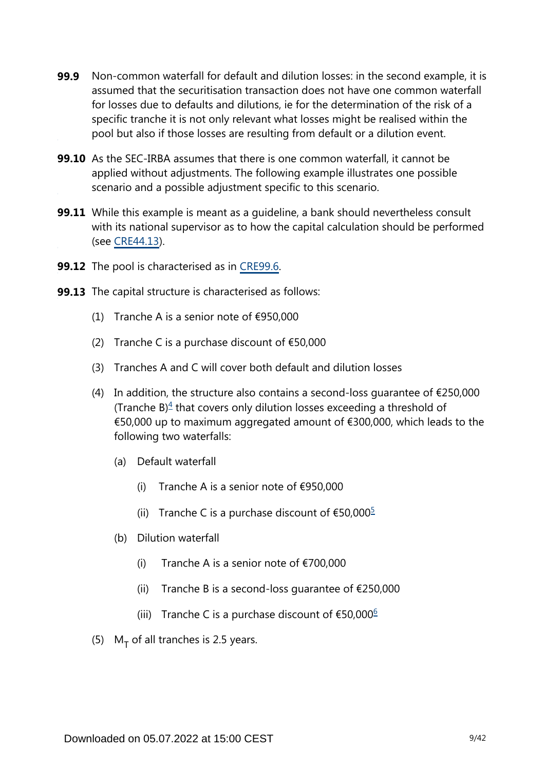**99.9** Non-common waterfall for default and dilution losses: in the second example, it is assumed that the securitisation transaction does not have one common waterfall for losses due to defaults and dilutions, ie for the determination of the risk of a specific tranche it is not only relevant what losses might be realised within the pool but also if those losses are resulting from default or a dilution event.

**99.10** As the SEC-IRBA assumes that there is one common waterfall, it cannot be applied without adjustments. The following example illustrates one possible scenario and a possible adjustment specific to this scenario.

**99.11** While this example is meant as a guideline, a bank should nevertheless consult with its national supervisor as to how the capital calculation should be performed (see CRE44.13).

**99.12** The pool is characterised as in CRE99.6.

**99.13** The capital structure is characterised as follows:

(1) Tranche A is a senior note of €950,000

(2) Tranche C is a purchase discount of €50,000

(3) Tranches A and C will cover both default and dilution losses

(4) In addition, the structure also contains a second-loss guarantee of €250,000 (Tranche B)[4] that covers only dilution losses exceeding a threshold of €50,000 up to maximum aggregated amount of €300,000, which leads to the following two waterfalls:

   (a) Default waterfall

      (i) Tranche A is a senior note of €950,000

      (ii) Tranche C is a purchase discount of €50,000[5]

   (b) Dilution waterfall

      (i) Tranche A is a senior note of €700,000

      (ii) Tranche B is a second-loss guarantee of €250,000

      (iii) Tranche C is a purchase discount of €50,000[6]

(5) $M_T$ of all tranches is 2.5 years.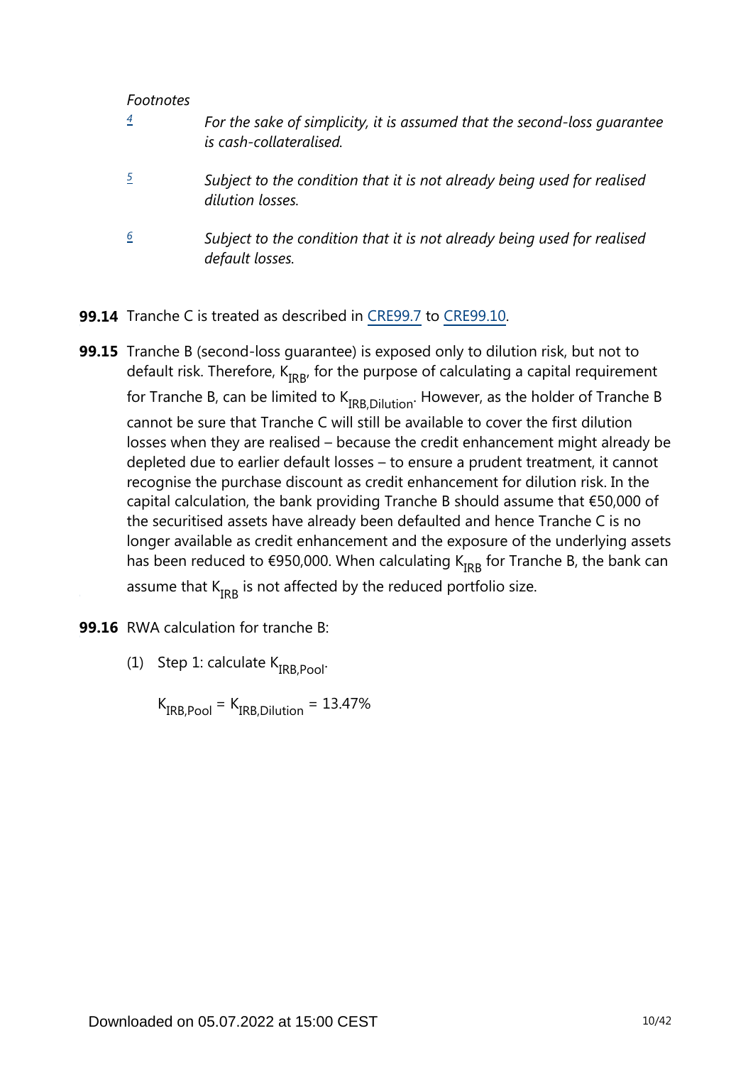*Footnotes*

4 *For the sake of simplicity, it is assumed that the second-loss guarantee is cash-collateralised.*

5 *Subject to the condition that it is not already being used for realised dilution losses.*

6 *Subject to the condition that it is not already being used for realised default losses.*

**99.14** Tranche C is treated as described in CRE99.7 to CRE99.10.

**99.15** Tranche B (second-loss guarantee) is exposed only to dilution risk, but not to default risk. Therefore, $K_{IRB}$, for the purpose of calculating a capital requirement for Tranche B, can be limited to $K_{IRB,Dilution}$. However, as the holder of Tranche B cannot be sure that Tranche C will still be available to cover the first dilution losses when they are realised – because the credit enhancement might already be depleted due to earlier default losses – to ensure a prudent treatment, it cannot recognise the purchase discount as credit enhancement for dilution risk. In the capital calculation, the bank providing Tranche B should assume that €50,000 of the securitised assets have already been defaulted and hence Tranche C is no longer available as credit enhancement and the exposure of the underlying assets has been reduced to €950,000. When calculating $K_{IRB}$ for Tranche B, the bank can assume that $K_{IRB}$ is not affected by the reduced portfolio size.

**99.16** RWA calculation for tranche B:

(1) Step 1: calculate $K_{IRB,Pool}$.

$$K_{IRB,Pool} = K_{IRB,Dilution} = 13.47\%$$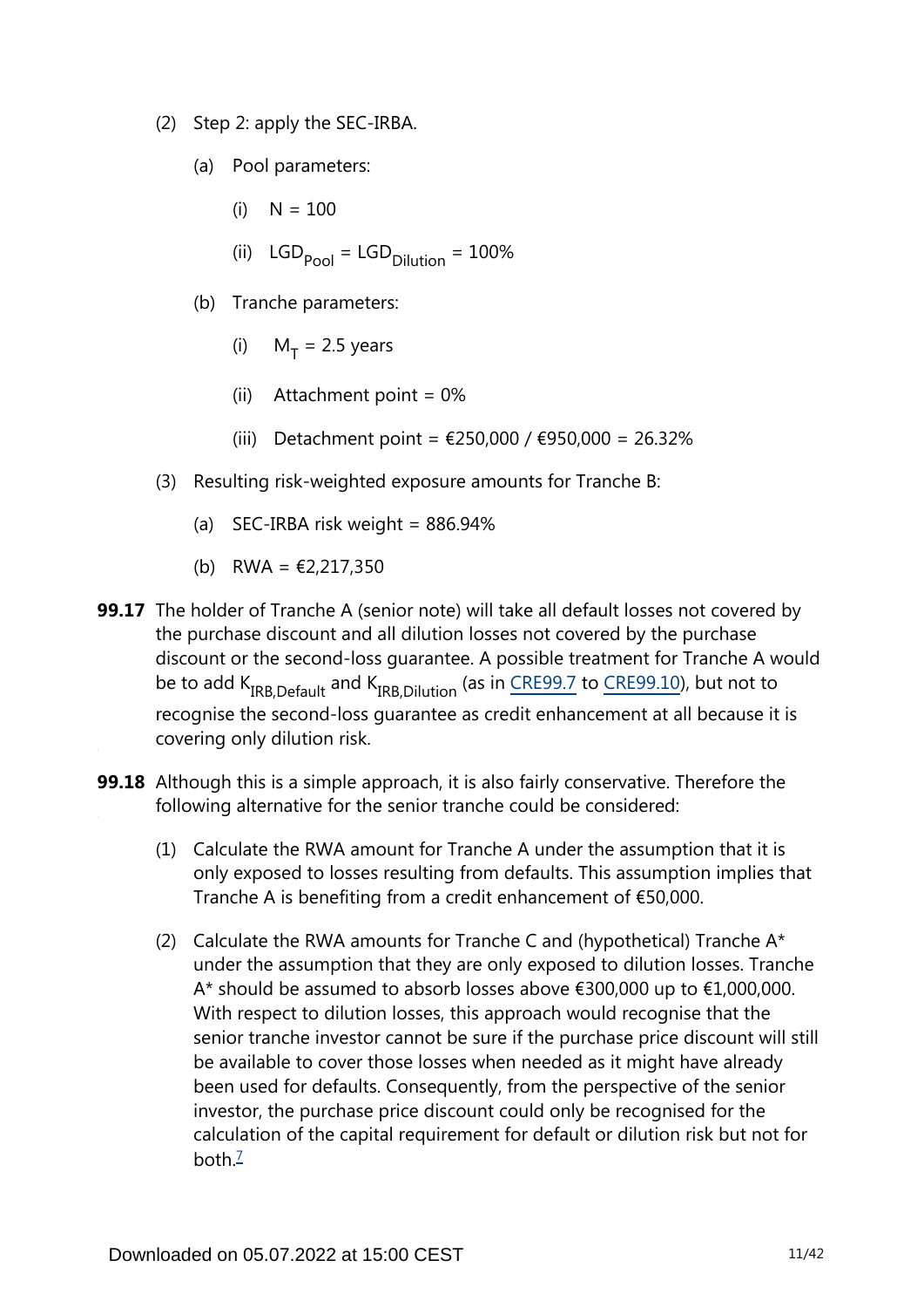(2) Step 2: apply the SEC-IRBA.

  (a) Pool parameters:

    (i) N = 100

    (ii) $LGD_{Pool} = LGD_{Dilution} = 100\%$

  (b) Tranche parameters:

    (i) $M_T = 2.5$ years

    (ii) Attachment point = 0%

    (iii) Detachment point = €250,000 / €950,000 = 26.32%

(3) Resulting risk-weighted exposure amounts for Tranche B:

  (a) SEC-IRBA risk weight = 886.94%

  (b) RWA = €2,217,350

**99.17** The holder of Tranche A (senior note) will take all default losses not covered by the purchase discount and all dilution losses not covered by the purchase discount or the second-loss guarantee. A possible treatment for Tranche A would be to add $K_{IRB,Default}$ and $K_{IRB,Dilution}$ (as in CRE99.7 to CRE99.10), but not to recognise the second-loss guarantee as credit enhancement at all because it is covering only dilution risk.

**99.18** Although this is a simple approach, it is also fairly conservative. Therefore the following alternative for the senior tranche could be considered:

(1) Calculate the RWA amount for Tranche A under the assumption that it is only exposed to losses resulting from defaults. This assumption implies that Tranche A is benefiting from a credit enhancement of €50,000.

(2) Calculate the RWA amounts for Tranche C and (hypothetical) Tranche A* under the assumption that they are only exposed to dilution losses. Tranche A* should be assumed to absorb losses above €300,000 up to €1,000,000. With respect to dilution losses, this approach would recognise that the senior tranche investor cannot be sure if the purchase price discount will still be available to cover those losses when needed as it might have already been used for defaults. Consequently, from the perspective of the senior investor, the purchase price discount could only be recognised for the calculation of the capital requirement for default or dilution risk but not for both.[7]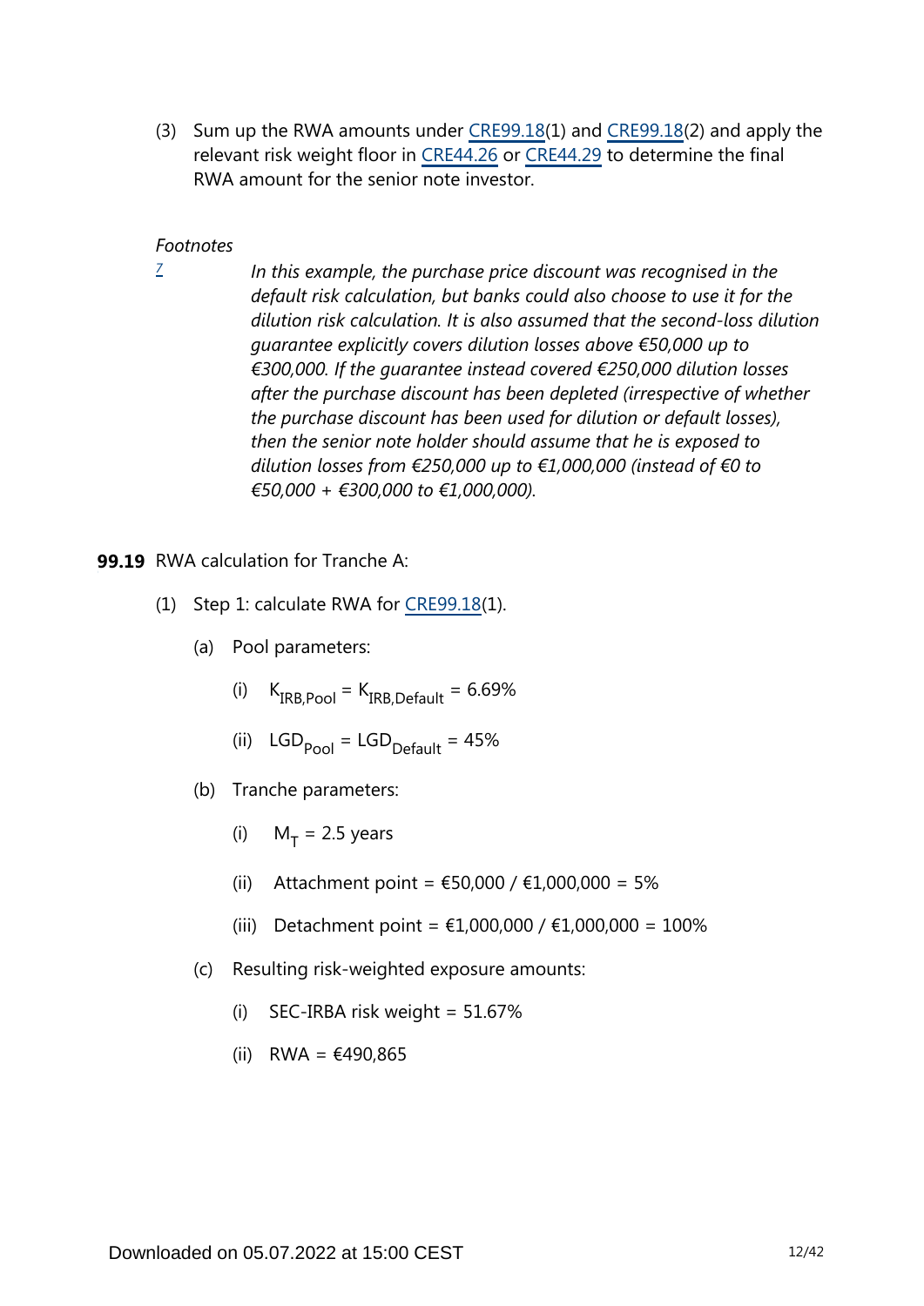(3) Sum up the RWA amounts under CRE99.18(1) and CRE99.18(2) and apply the relevant risk weight floor in CRE44.26 or CRE44.29 to determine the final RWA amount for the senior note investor.

*Footnotes*

[7] *In this example, the purchase price discount was recognised in the default risk calculation, but banks could also choose to use it for the dilution risk calculation. It is also assumed that the second-loss dilution guarantee explicitly covers dilution losses above €50,000 up to €300,000. If the guarantee instead covered €250,000 dilution losses after the purchase discount has been depleted (irrespective of whether the purchase discount has been used for dilution or default losses), then the senior note holder should assume that he is exposed to dilution losses from €250,000 up to €1,000,000 (instead of €0 to €50,000 + €300,000 to €1,000,000).*

**99.19** RWA calculation for Tranche A:

(1) Step 1: calculate RWA for CRE99.18(1).

(a) Pool parameters:

(i) $K_{IRB,Pool} = K_{IRB,Default} = 6.69\%$

(ii) $LGD_{Pool} = LGD_{Default} = 45\%$

(b) Tranche parameters:

(i) $M_T = 2.5$ years

(ii) Attachment point = €50,000 / €1,000,000 = 5%

(iii) Detachment point = €1,000,000 / €1,000,000 = 100%

(c) Resulting risk-weighted exposure amounts:

(i) SEC-IRBA risk weight = 51.67%

(ii) RWA = €490,865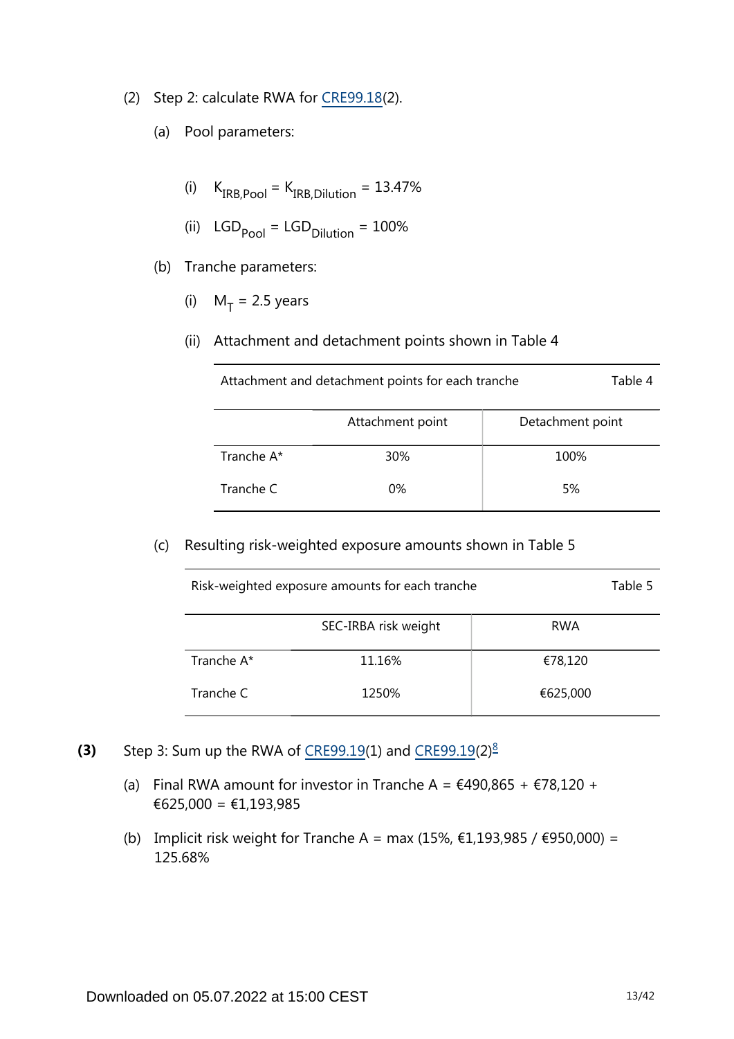(2) Step 2: calculate RWA for CRE99.18(2).

(a) Pool parameters:

(i) $K_{IRB,Pool} = K_{IRB,Dilution} = 13.47\%$

(ii) $LGD_{Pool} = LGD_{Dilution} = 100\%$

(b) Tranche parameters:

(i) $M_T = 2.5$ years

(ii) Attachment and detachment points shown in Table 4

Attachment and detachment points for each tranche — Table 4

| | Attachment point | Detachment point |
|---|---|---|
| Tranche A* | 30% | 100% |
| Tranche C | 0% | 5% |

(c) Resulting risk-weighted exposure amounts shown in Table 5

Risk-weighted exposure amounts for each tranche — Table 5

| | SEC-IRBA risk weight | RWA |
|---|---|---|
| Tranche A* | 11.16% | €78,120 |
| Tranche C | 1250% | €625,000 |

**(3)** Step 3: Sum up the RWA of CRE99.19(1) and CRE99.19(2)[8]

(a) Final RWA amount for investor in Tranche A = €490,865 + €78,120 + €625,000 = €1,193,985

(b) Implicit risk weight for Tranche A = max (15%, €1,193,985 / €950,000) = 125.68%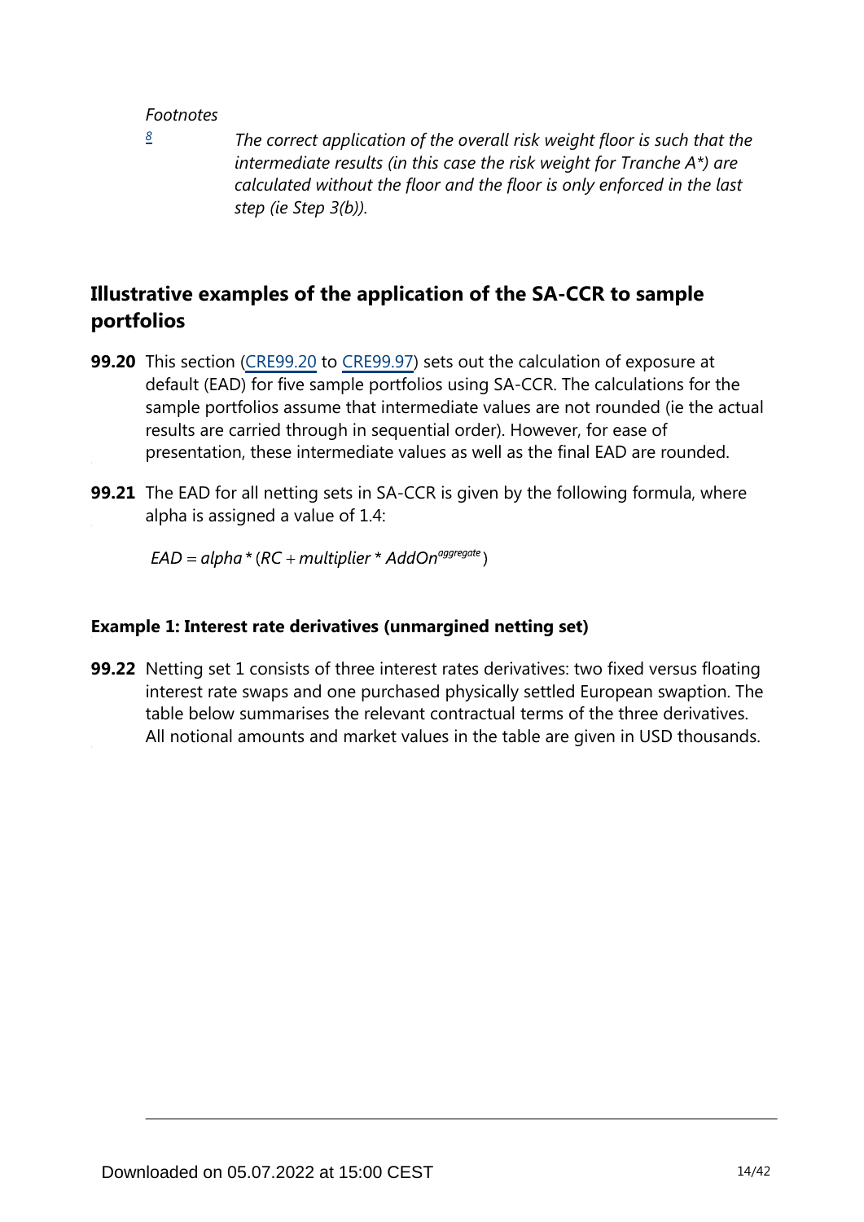*Footnotes*

[8] *The correct application of the overall risk weight floor is such that the intermediate results (in this case the risk weight for Tranche A*) are calculated without the floor and the floor is only enforced in the last step (ie Step 3(b)).*

## Illustrative examples of the application of the SA-CCR to sample portfolios

**99.20** This section (CRE99.20 to CRE99.97) sets out the calculation of exposure at default (EAD) for five sample portfolios using SA-CCR. The calculations for the sample portfolios assume that intermediate values are not rounded (ie the actual results are carried through in sequential order). However, for ease of presentation, these intermediate values as well as the final EAD are rounded.

**99.21** The EAD for all netting sets in SA-CCR is given by the following formula, where alpha is assigned a value of 1.4:

$$EAD = alpha * (RC + multiplier * AddOn^{aggregate})$$

### Example 1: Interest rate derivatives (unmargined netting set)

**99.22** Netting set 1 consists of three interest rates derivatives: two fixed versus floating interest rate swaps and one purchased physically settled European swaption. The table below summarises the relevant contractual terms of the three derivatives. All notional amounts and market values in the table are given in USD thousands.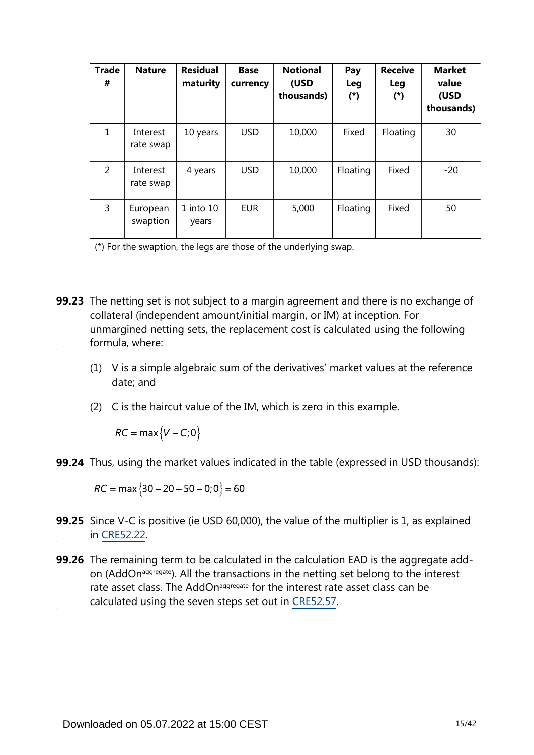| Trade # | Nature | Residual maturity | Base currency | Notional (USD thousands) | Pay Leg (*) | Receive Leg (*) | Market value (USD thousands) |
|---|---|---|---|---|---|---|---|
| 1 | Interest rate swap | 10 years | USD | 10,000 | Fixed | Floating | 30 |
| 2 | Interest rate swap | 4 years | USD | 10,000 | Floating | Fixed | -20 |
| 3 | European swaption | 1 into 10 years | EUR | 5,000 | Floating | Fixed | 50 |

(*) For the swaption, the legs are those of the underlying swap.

**99.23** The netting set is not subject to a margin agreement and there is no exchange of collateral (independent amount/initial margin, or IM) at inception. For unmargined netting sets, the replacement cost is calculated using the following formula, where:

(1) V is a simple algebraic sum of the derivatives' market values at the reference date; and

(2) C is the haircut value of the IM, which is zero in this example.

$$RC = \max\{V - C; 0\}$$

**99.24** Thus, using the market values indicated in the table (expressed in USD thousands):

$$RC = \max\{30 - 20 + 50 - 0; 0\} = 60$$

**99.25** Since V-C is positive (ie USD 60,000), the value of the multiplier is 1, as explained in CRE52.22.

**99.26** The remaining term to be calculated in the calculation EAD is the aggregate add-on ($AddOn^{aggregate}$). All the transactions in the netting set belong to the interest rate asset class. The $AddOn^{aggregate}$ for the interest rate asset class can be calculated using the seven steps set out in CRE52.57.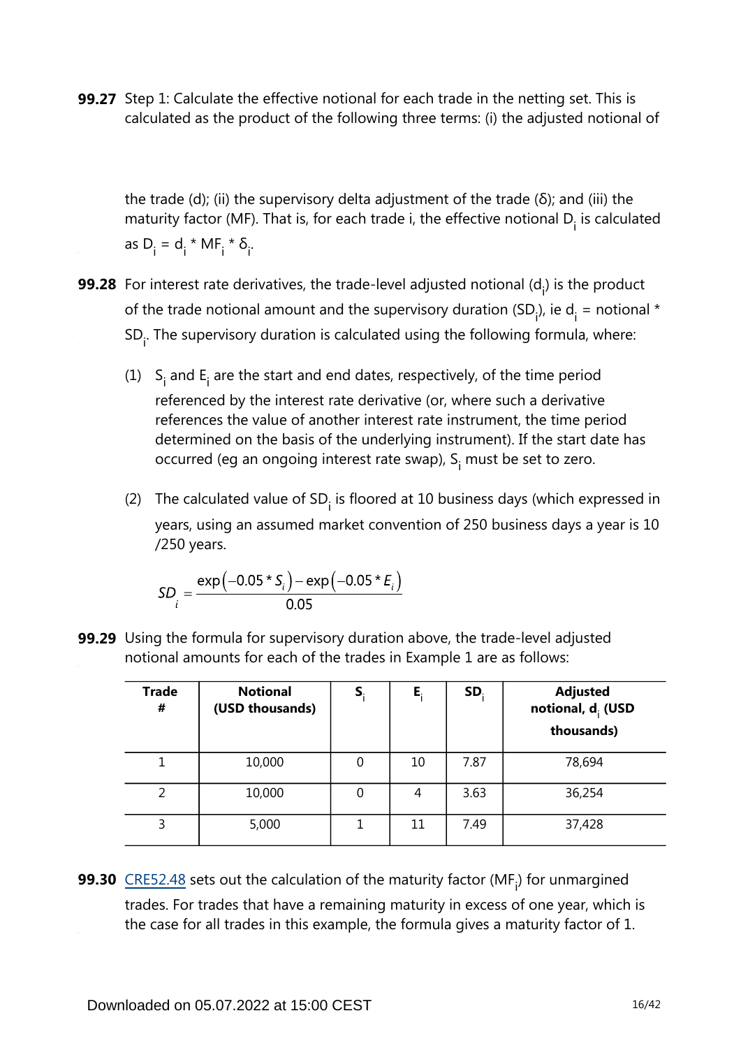**99.27** Step 1: Calculate the effective notional for each trade in the netting set. This is calculated as the product of the following three terms: (i) the adjusted notional of the trade (d); (ii) the supervisory delta adjustment of the trade (δ); and (iii) the maturity factor (MF). That is, for each trade i, the effective notional $D_i$ is calculated as $D_i = d_i * MF_i * \delta_i$.

**99.28** For interest rate derivatives, the trade-level adjusted notional ($d_i$) is the product of the trade notional amount and the supervisory duration ($SD_i$), ie $d_i$ = notional * $SD_i$. The supervisory duration is calculated using the following formula, where:

(1) $S_i$ and $E_i$ are the start and end dates, respectively, of the time period referenced by the interest rate derivative (or, where such a derivative references the value of another interest rate instrument, the time period determined on the basis of the underlying instrument). If the start date has occurred (eg an ongoing interest rate swap), $S_i$ must be set to zero.

(2) The calculated value of $SD_i$ is floored at 10 business days (which expressed in years, using an assumed market convention of 250 business days a year is 10 /250 years.

$$SD_i = \frac{\exp(-0.05 * S_i) - \exp(-0.05 * E_i)}{0.05}$$

**99.29** Using the formula for supervisory duration above, the trade-level adjusted notional amounts for each of the trades in Example 1 are as follows:

| Trade # | Notional (USD thousands) | $S_i$ | $E_i$ | $SD_i$ | Adjusted notional, $d_i$ (USD thousands) |
|---|---|---|---|---|---|
| 1 | 10,000 | 0 | 10 | 7.87 | 78,694 |
| 2 | 10,000 | 0 | 4 | 3.63 | 36,254 |
| 3 | 5,000 | 1 | 11 | 7.49 | 37,428 |

**99.30** CRE52.48 sets out the calculation of the maturity factor ($MF_i$) for unmargined trades. For trades that have a remaining maturity in excess of one year, which is the case for all trades in this example, the formula gives a maturity factor of 1.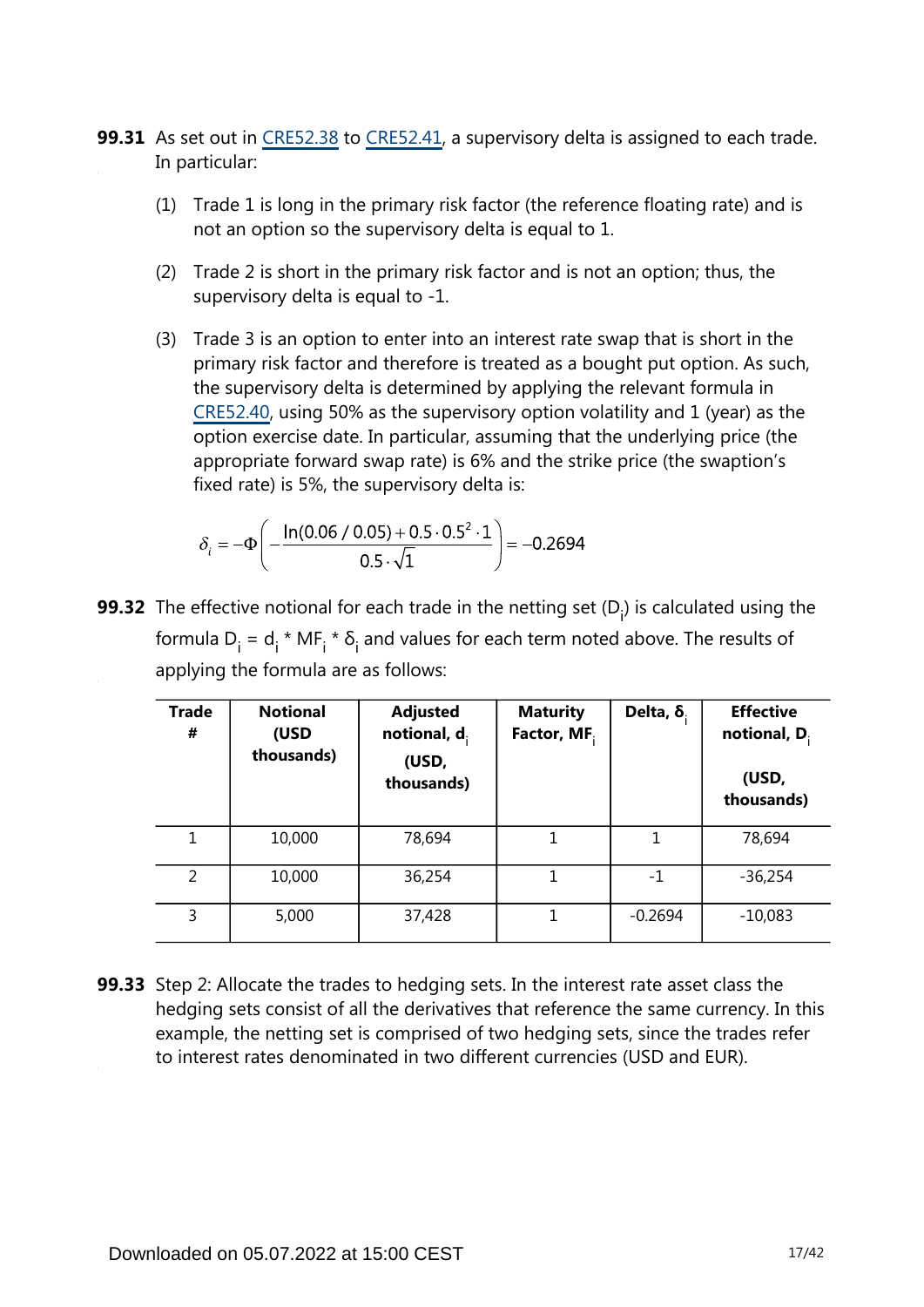**99.31** As set out in CRE52.38 to CRE52.41, a supervisory delta is assigned to each trade. In particular:

(1) Trade 1 is long in the primary risk factor (the reference floating rate) and is not an option so the supervisory delta is equal to 1.

(2) Trade 2 is short in the primary risk factor and is not an option; thus, the supervisory delta is equal to -1.

(3) Trade 3 is an option to enter into an interest rate swap that is short in the primary risk factor and therefore is treated as a bought put option. As such, the supervisory delta is determined by applying the relevant formula in CRE52.40, using 50% as the supervisory option volatility and 1 (year) as the option exercise date. In particular, assuming that the underlying price (the appropriate forward swap rate) is 6% and the strike price (the swaption's fixed rate) is 5%, the supervisory delta is:

$$\delta_i = -\Phi\left(-\frac{\ln(0.06/0.05) + 0.5 \cdot 0.5^2 \cdot 1}{0.5 \cdot \sqrt{1}}\right) = -0.2694$$

**99.32** The effective notional for each trade in the netting set ($D_i$) is calculated using the formula $D_i = d_i * MF_i * \delta_i$ and values for each term noted above. The results of applying the formula are as follows:

| Trade # | Notional (USD thousands) | Adjusted notional, $d_i$ (USD, thousands) | Maturity Factor, $MF_i$ | Delta, $\delta_i$ | Effective notional, $D_i$ (USD, thousands) |
|---|---|---|---|---|---|
| 1 | 10,000 | 78,694 | 1 | 1 | 78,694 |
| 2 | 10,000 | 36,254 | 1 | -1 | -36,254 |
| 3 | 5,000 | 37,428 | 1 | -0.2694 | -10,083 |

**99.33** Step 2: Allocate the trades to hedging sets. In the interest rate asset class the hedging sets consist of all the derivatives that reference the same currency. In this example, the netting set is comprised of two hedging sets, since the trades refer to interest rates denominated in two different currencies (USD and EUR).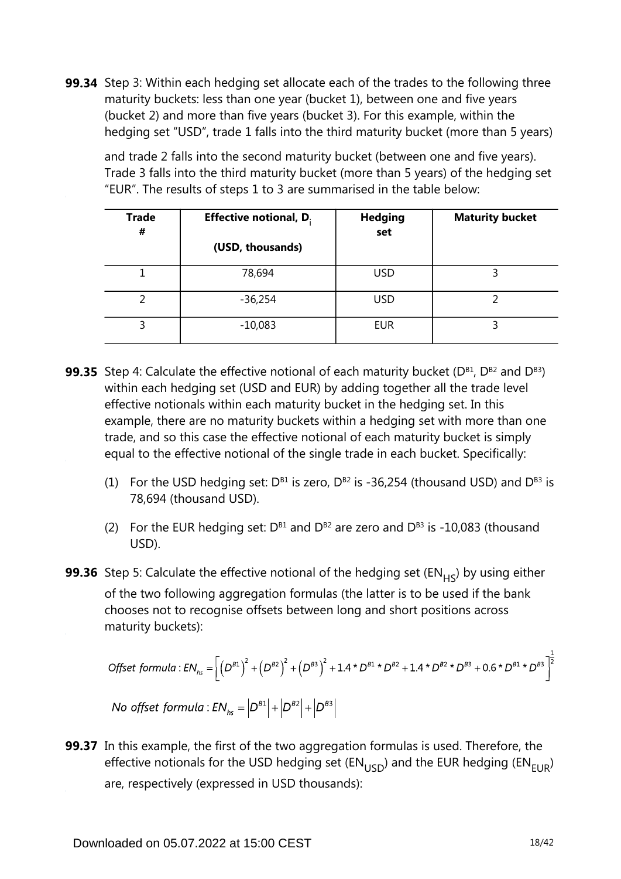**99.34** Step 3: Within each hedging set allocate each of the trades to the following three maturity buckets: less than one year (bucket 1), between one and five years (bucket 2) and more than five years (bucket 3). For this example, within the hedging set "USD", trade 1 falls into the third maturity bucket (more than 5 years) and trade 2 falls into the second maturity bucket (between one and five years). Trade 3 falls into the third maturity bucket (more than 5 years) of the hedging set "EUR". The results of steps 1 to 3 are summarised in the table below:

| Trade # | Effective notional, $D_i$ (USD, thousands) | Hedging set | Maturity bucket |
|---|---|---|---|
| 1 | 78,694 | USD | 3 |
| 2 | -36,254 | USD | 2 |
| 3 | -10,083 | EUR | 3 |

**99.35** Step 4: Calculate the effective notional of each maturity bucket ($D^{B1}$, $D^{B2}$ and $D^{B3}$) within each hedging set (USD and EUR) by adding together all the trade level effective notionals within each maturity bucket in the hedging set. In this example, there are no maturity buckets within a hedging set with more than one trade, and so this case the effective notional of each maturity bucket is simply equal to the effective notional of the single trade in each bucket. Specifically:

(1) For the USD hedging set: $D^{B1}$ is zero, $D^{B2}$ is -36,254 (thousand USD) and $D^{B3}$ is 78,694 (thousand USD).

(2) For the EUR hedging set: $D^{B1}$ and $D^{B2}$ are zero and $D^{B3}$ is -10,083 (thousand USD).

**99.36** Step 5: Calculate the effective notional of the hedging set ($EN_{HS}$) by using either of the two following aggregation formulas (the latter is to be used if the bank chooses not to recognise offsets between long and short positions across maturity buckets):

$$\textit{Offset formula}: EN_{hs} = \left[\left(D^{B1}\right)^2 + \left(D^{B2}\right)^2 + \left(D^{B3}\right)^2 + 1.4 * D^{B1} * D^{B2} + 1.4 * D^{B2} * D^{B3} + 0.6 * D^{B1} * D^{B3}\right]^{\frac{1}{2}}$$

$$\textit{No offset formula}: EN_{hs} = \left|D^{B1}\right| + \left|D^{B2}\right| + \left|D^{B3}\right|$$

**99.37** In this example, the first of the two aggregation formulas is used. Therefore, the effective notionals for the USD hedging set ($EN_{USD}$) and the EUR hedging ($EN_{EUR}$) are, respectively (expressed in USD thousands):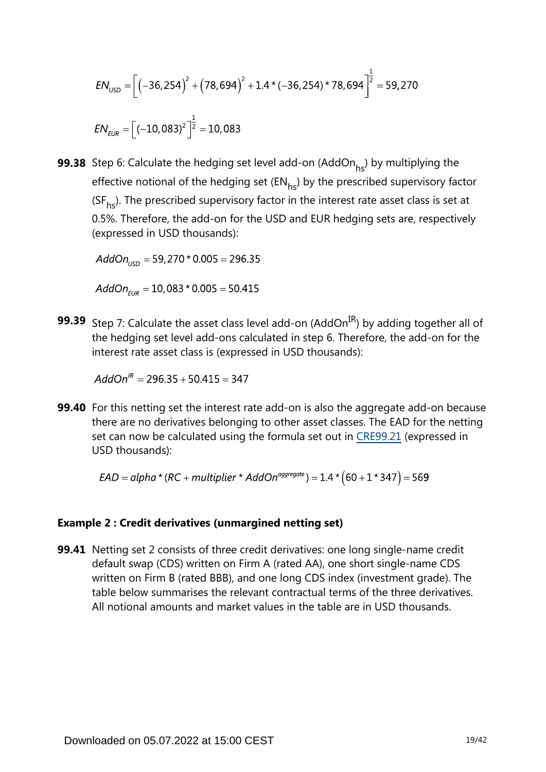$$EN_{USD} = \left[\left(-36,254\right)^2 + \left(78,694\right)^2 + 1.4 * (-36,254) * 78,694\right]^{\frac{1}{2}} = 59,270$$

$$EN_{EUR} = \left[(-10,083)^2\right]^{\frac{1}{2}} = 10,083$$

**99.38** Step 6: Calculate the hedging set level add-on ($AddOn_{hs}$) by multiplying the effective notional of the hedging set ($EN_{hs}$) by the prescribed supervisory factor ($SF_{hs}$). The prescribed supervisory factor in the interest rate asset class is set at 0.5%. Therefore, the add-on for the USD and EUR hedging sets are, respectively (expressed in USD thousands):

$$AddOn_{USD} = 59,270 * 0.005 = 296.35$$

$$AddOn_{EUR} = 10,083 * 0.005 = 50.415$$

**99.39** Step 7: Calculate the asset class level add-on ($AddOn^{IR}$) by adding together all of the hedging set level add-ons calculated in step 6. Therefore, the add-on for the interest rate asset class is (expressed in USD thousands):

$$AddOn^{IR} = 296.35 + 50.415 = 347$$

**99.40** For this netting set the interest rate add-on is also the aggregate add-on because there are no derivatives belonging to other asset classes. The EAD for the netting set can now be calculated using the formula set out in CRE99.21 (expressed in USD thousands):

$$EAD = alpha * (RC + multiplier * AddOn^{aggregate}) = 1.4 * \left(60 + 1 * 347\right) = 569$$

### Example 2 : Credit derivatives (unmargined netting set)

**99.41** Netting set 2 consists of three credit derivatives: one long single-name credit default swap (CDS) written on Firm A (rated AA), one short single-name CDS written on Firm B (rated BBB), and one long CDS index (investment grade). The table below summarises the relevant contractual terms of the three derivatives. All notional amounts and market values in the table are in USD thousands.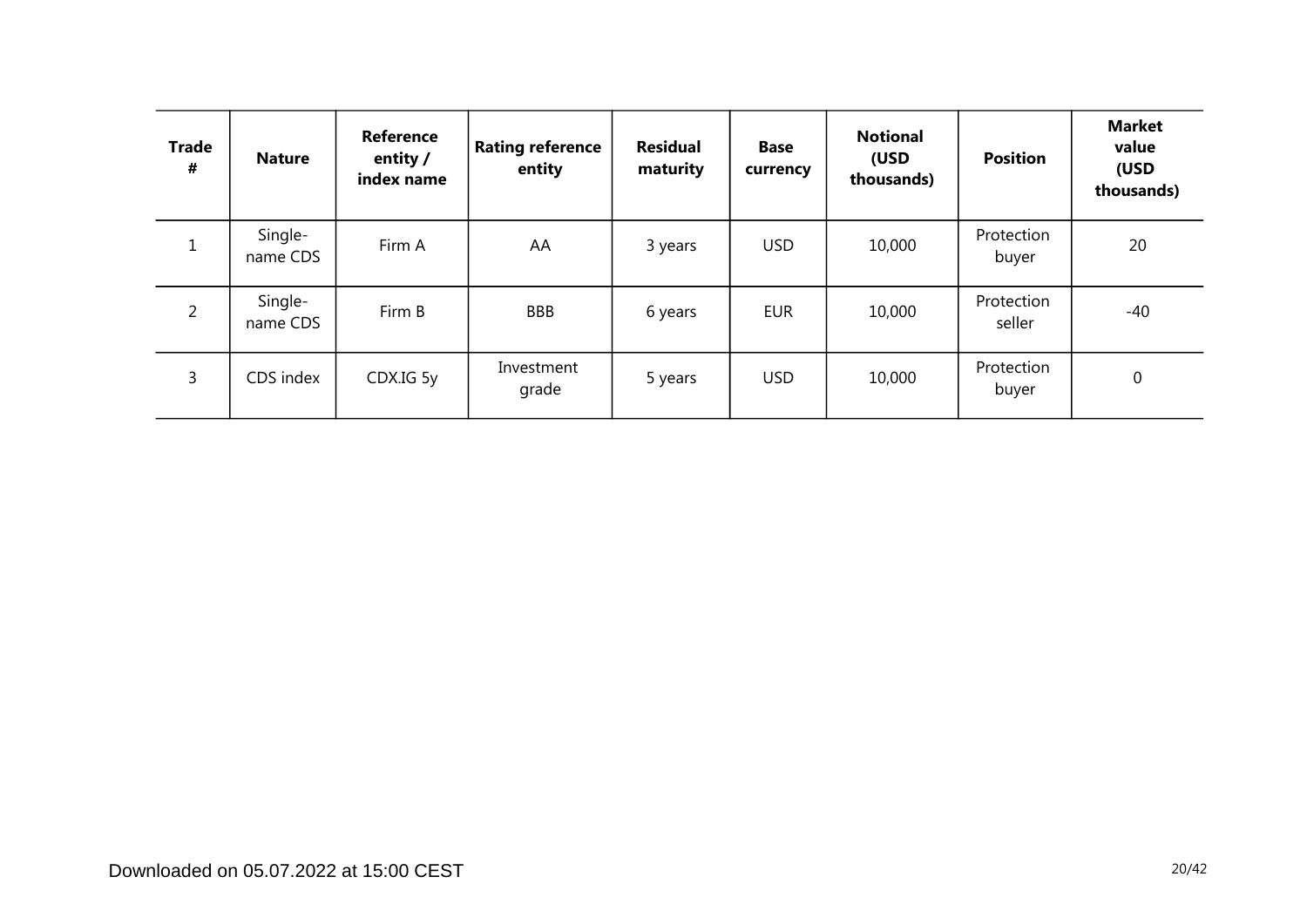| Trade # | Nature | Reference entity / index name | Rating reference entity | Residual maturity | Base currency | Notional (USD thousands) | Position | Market value (USD thousands) |
|---|---|---|---|---|---|---|---|---|
| 1 | Single-name CDS | Firm A | AA | 3 years | USD | 10,000 | Protection buyer | 20 |
| 2 | Single-name CDS | Firm B | BBB | 6 years | EUR | 10,000 | Protection seller | -40 |
| 3 | CDS index | CDX.IG 5y | Investment grade | 5 years | USD | 10,000 | Protection buyer | 0 |

Downloaded on 05.07.2022 at 15:00 CEST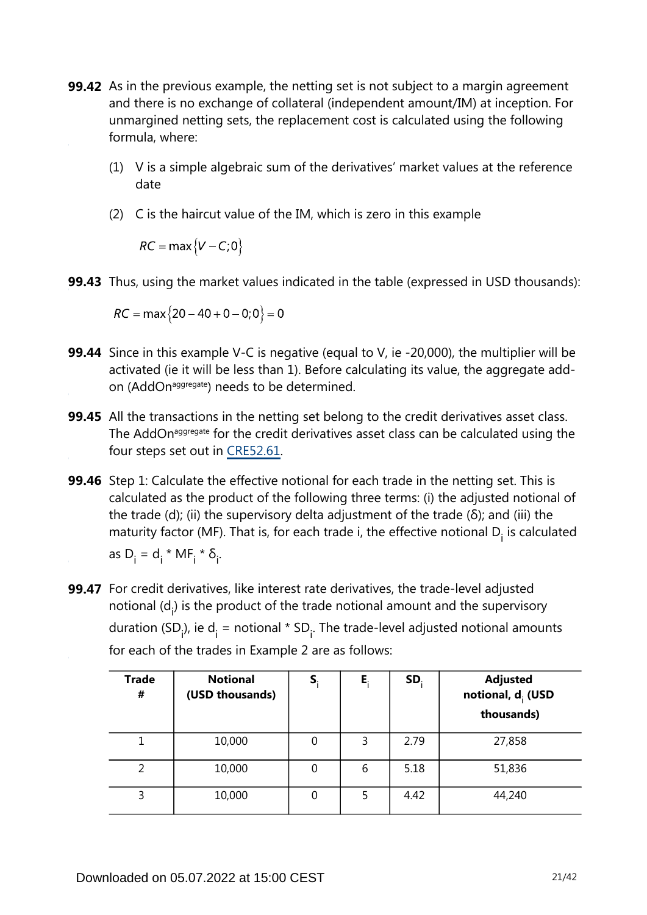**99.42** As in the previous example, the netting set is not subject to a margin agreement and there is no exchange of collateral (independent amount/IM) at inception. For unmargined netting sets, the replacement cost is calculated using the following formula, where:

(1) V is a simple algebraic sum of the derivatives' market values at the reference date

(2) C is the haircut value of the IM, which is zero in this example

$$RC = \max\{V - C; 0\}$$

**99.43** Thus, using the market values indicated in the table (expressed in USD thousands):

$$RC = \max\{20 - 40 + 0 - 0; 0\} = 0$$

**99.44** Since in this example V-C is negative (equal to V, ie -20,000), the multiplier will be activated (ie it will be less than 1). Before calculating its value, the aggregate add-on ($AddOn^{aggregate}$) needs to be determined.

**99.45** All the transactions in the netting set belong to the credit derivatives asset class. The $AddOn^{aggregate}$ for the credit derivatives asset class can be calculated using the four steps set out in [CRE52.61](CRE52.61).

**99.46** Step 1: Calculate the effective notional for each trade in the netting set. This is calculated as the product of the following three terms: (i) the adjusted notional of the trade (d); (ii) the supervisory delta adjustment of the trade (δ); and (iii) the maturity factor (MF). That is, for each trade i, the effective notional $D_i$ is calculated as $D_i = d_i * MF_i * \delta_i$.

**99.47** For credit derivatives, like interest rate derivatives, the trade-level adjusted notional ($d_i$) is the product of the trade notional amount and the supervisory duration ($SD_i$), ie $d_i$ = notional * $SD_i$. The trade-level adjusted notional amounts for each of the trades in Example 2 are as follows:

| Trade # | Notional (USD thousands) | $S_i$ | $E_i$ | $SD_i$ | Adjusted notional, $d_i$ (USD thousands) |
|---|---|---|---|---|---|
| 1 | 10,000 | 0 | 3 | 2.79 | 27,858 |
| 2 | 10,000 | 0 | 6 | 5.18 | 51,836 |
| 3 | 10,000 | 0 | 5 | 4.42 | 44,240 |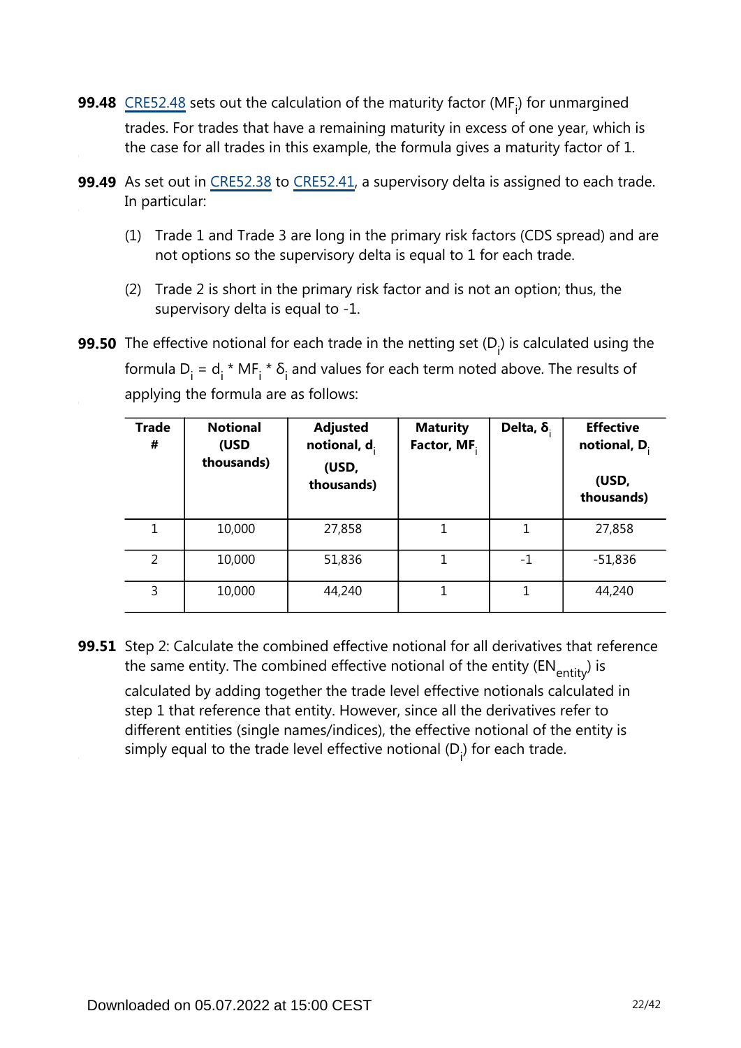**99.48** CRE52.48 sets out the calculation of the maturity factor ($MF_i$) for unmargined trades. For trades that have a remaining maturity in excess of one year, which is the case for all trades in this example, the formula gives a maturity factor of 1.

**99.49** As set out in CRE52.38 to CRE52.41, a supervisory delta is assigned to each trade. In particular:

(1) Trade 1 and Trade 3 are long in the primary risk factors (CDS spread) and are not options so the supervisory delta is equal to 1 for each trade.

(2) Trade 2 is short in the primary risk factor and is not an option; thus, the supervisory delta is equal to -1.

**99.50** The effective notional for each trade in the netting set ($D_i$) is calculated using the formula $D_i = d_i * MF_i * \delta_i$ and values for each term noted above. The results of applying the formula are as follows:

| Trade # | Notional (USD thousands) | Adjusted notional, $d_i$ (USD, thousands) | Maturity Factor, $MF_i$ | Delta, $\delta_i$ | Effective notional, $D_i$ (USD, thousands) |
|---|---|---|---|---|---|
| 1 | 10,000 | 27,858 | 1 | 1 | 27,858 |
| 2 | 10,000 | 51,836 | 1 | -1 | -51,836 |
| 3 | 10,000 | 44,240 | 1 | 1 | 44,240 |

**99.51** Step 2: Calculate the combined effective notional for all derivatives that reference the same entity. The combined effective notional of the entity ($EN_{entity}$) is calculated by adding together the trade level effective notionals calculated in step 1 that reference that entity. However, since all the derivatives refer to different entities (single names/indices), the effective notional of the entity is simply equal to the trade level effective notional ($D_i$) for each trade.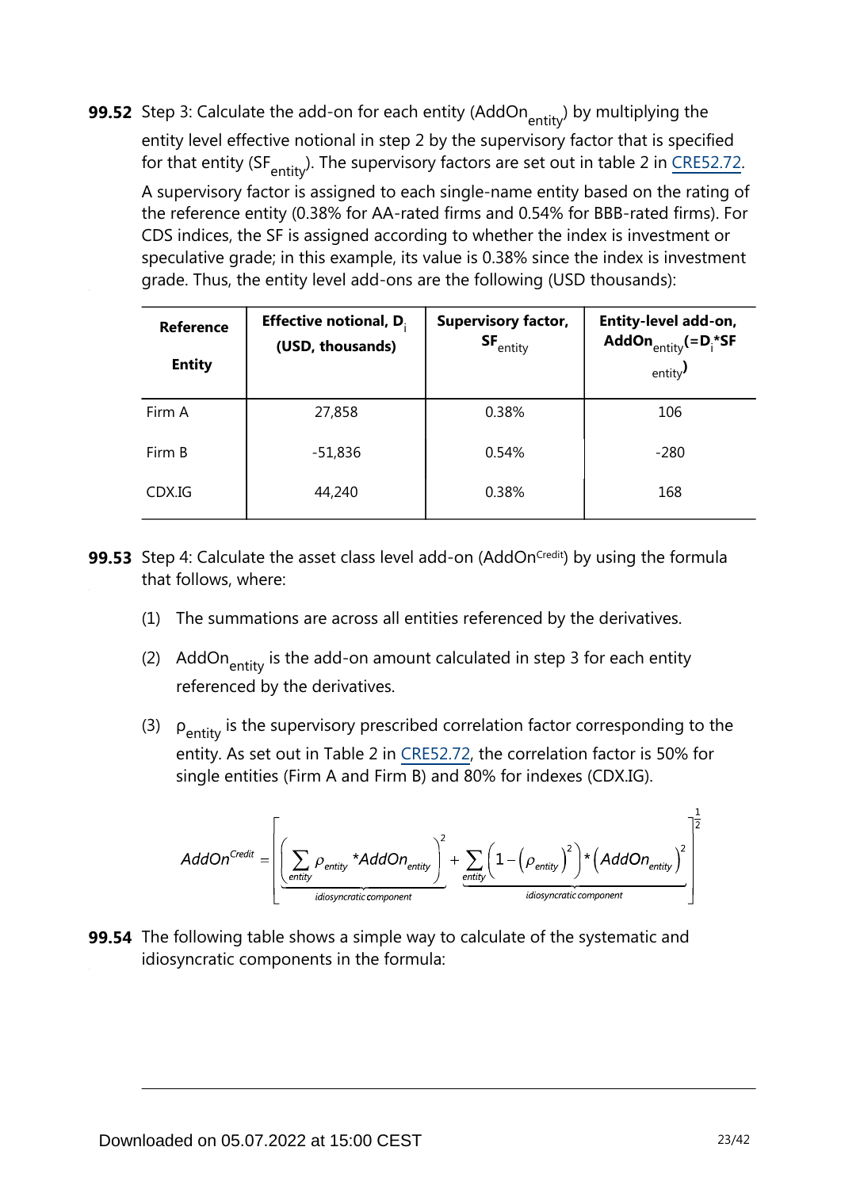**99.52** Step 3: Calculate the add-on for each entity ($AddOn_{entity}$) by multiplying the entity level effective notional in step 2 by the supervisory factor that is specified for that entity ($SF_{entity}$). The supervisory factors are set out in table 2 in CRE52.72.

A supervisory factor is assigned to each single-name entity based on the rating of the reference entity (0.38% for AA-rated firms and 0.54% for BBB-rated firms). For CDS indices, the SF is assigned according to whether the index is investment or speculative grade; in this example, its value is 0.38% since the index is investment grade. Thus, the entity level add-ons are the following (USD thousands):

| Reference Entity | Effective notional, $D_i$ (USD, thousands) | Supervisory factor, $SF_{entity}$ | Entity-level add-on, $AddOn_{entity}$ ($=D_i$*$SF_{entity}$) |
|---|---|---|---|
| Firm A | 27,858 | 0.38% | 106 |
| Firm B | -51,836 | 0.54% | -280 |
| CDX.IG | 44,240 | 0.38% | 168 |

**99.53** Step 4: Calculate the asset class level add-on ($AddOn^{Credit}$) by using the formula that follows, where:

(1) The summations are across all entities referenced by the derivatives.

(2) $AddOn_{entity}$ is the add-on amount calculated in step 3 for each entity referenced by the derivatives.

(3) $\rho_{entity}$ is the supervisory prescribed correlation factor corresponding to the entity. As set out in Table 2 in CRE52.72, the correlation factor is 50% for single entities (Firm A and Firm B) and 80% for indexes (CDX.IG).

$$AddOn^{Credit} = \left[ \underbrace{\left( \sum_{entity} \rho_{entity} * AddOn_{entity} \right)^2}_{idiosyncratic\ component} + \underbrace{\sum_{entity} \left( 1 - \left( \rho_{entity} \right)^2 \right) * \left( AddOn_{entity} \right)^2}_{idiosyncratic\ component} \right]^{\frac{1}{2}}$$

**99.54** The following table shows a simple way to calculate of the systematic and idiosyncratic components in the formula: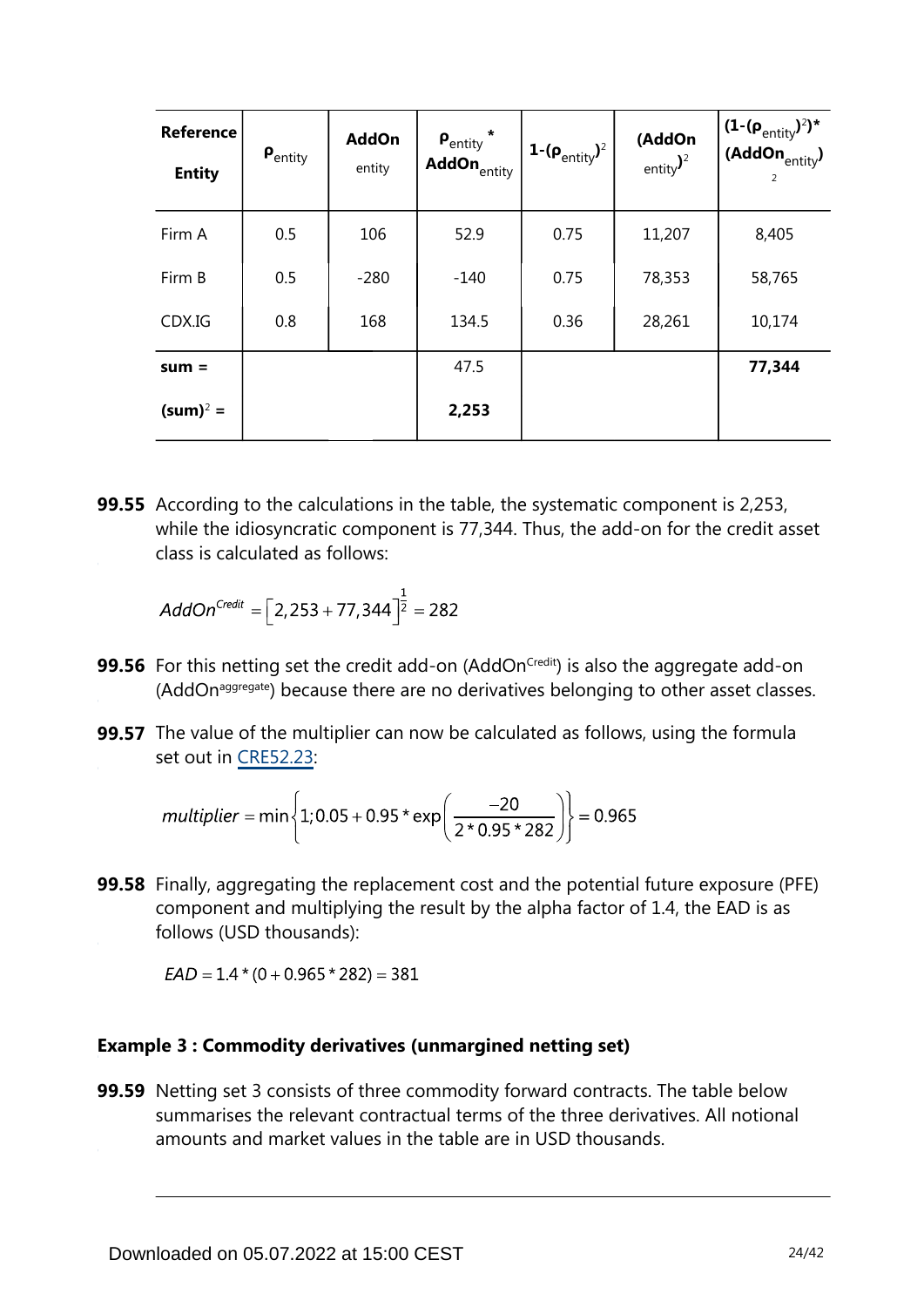| Reference Entity | $\rho_{entity}$ | AddOn entity | $\rho_{entity}$ * $AddOn_{entity}$ | $1-(\rho_{entity})^2$ | $(AddOn_{entity})^2$ | $(1-(\rho_{entity})^2)*(AddOn_{entity})^2$ |
|---|---|---|---|---|---|---|
| Firm A | 0.5 | 106 | 52.9 | 0.75 | 11,207 | 8,405 |
| Firm B | 0.5 | -280 | -140 | 0.75 | 78,353 | 58,765 |
| CDX.IG | 0.8 | 168 | 134.5 | 0.36 | 28,261 | 10,174 |
| **sum =** | | | 47.5 | | | **77,344** |
| **(sum)$^2$ =** | | | **2,253** | | | |

**99.55** According to the calculations in the table, the systematic component is 2,253, while the idiosyncratic component is 77,344. Thus, the add-on for the credit asset class is calculated as follows:

$$AddOn^{Credit} = \left[2,253 + 77,344\right]^{\frac{1}{2}} = 282$$

**99.56** For this netting set the credit add-on ($AddOn^{Credit}$) is also the aggregate add-on ($AddOn^{aggregate}$) because there are no derivatives belonging to other asset classes.

**99.57** The value of the multiplier can now be calculated as follows, using the formula set out in CRE52.23:

$$multiplier = \min\left\{1; 0.05 + 0.95 * \exp\left(\frac{-20}{2 * 0.95 * 282}\right)\right\} = 0.965$$

**99.58** Finally, aggregating the replacement cost and the potential future exposure (PFE) component and multiplying the result by the alpha factor of 1.4, the EAD is as follows (USD thousands):

$$EAD = 1.4 * (0 + 0.965 * 282) = 381$$

### Example 3 : Commodity derivatives (unmargined netting set)

**99.59** Netting set 3 consists of three commodity forward contracts. The table below summarises the relevant contractual terms of the three derivatives. All notional amounts and market values in the table are in USD thousands.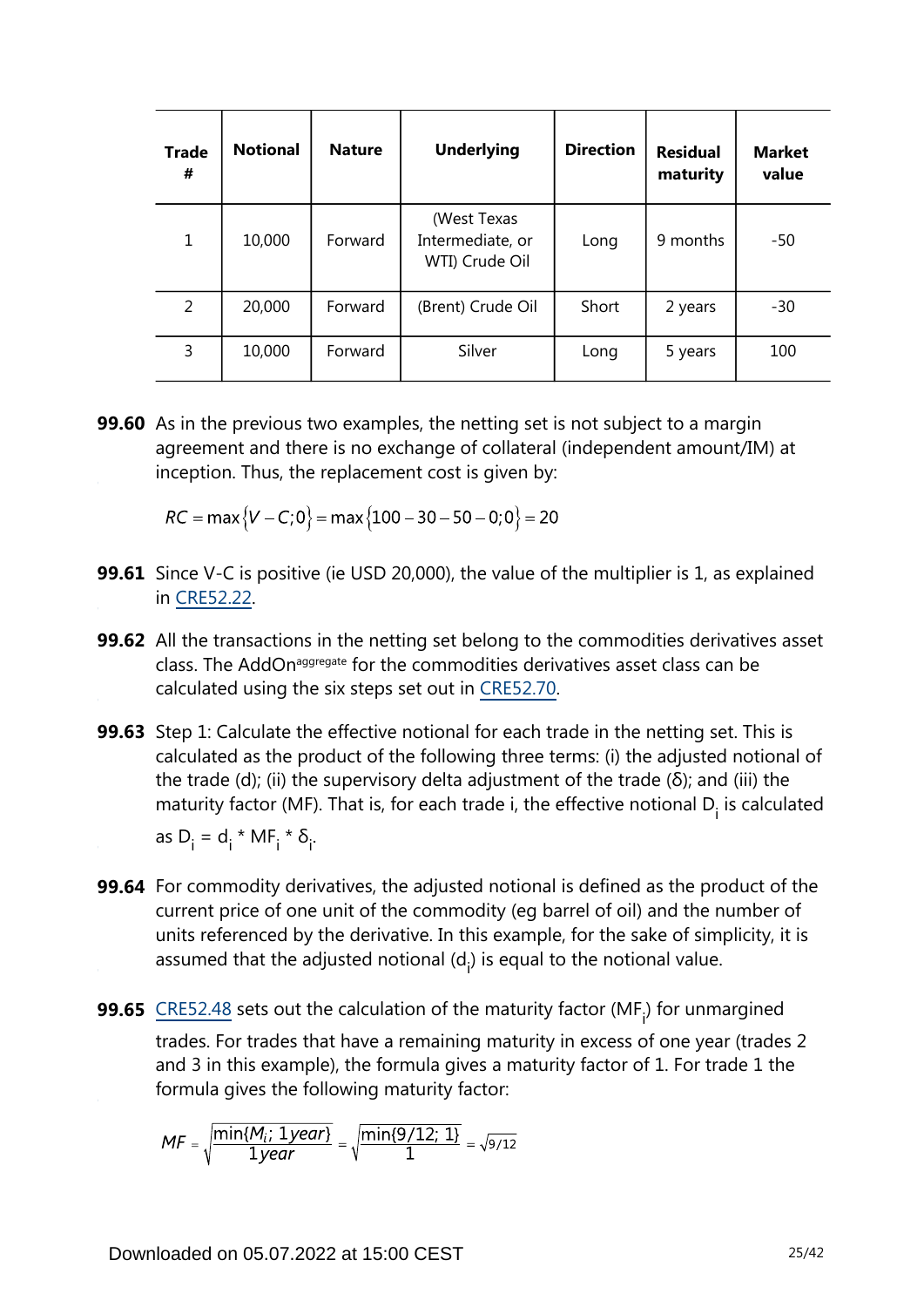| Trade # | Notional | Nature | Underlying | Direction | Residual maturity | Market value |
|---|---|---|---|---|---|---|
| 1 | 10,000 | Forward | (West Texas Intermediate, or WTI) Crude Oil | Long | 9 months | -50 |
| 2 | 20,000 | Forward | (Brent) Crude Oil | Short | 2 years | -30 |
| 3 | 10,000 | Forward | Silver | Long | 5 years | 100 |

**99.60** As in the previous two examples, the netting set is not subject to a margin agreement and there is no exchange of collateral (independent amount/IM) at inception. Thus, the replacement cost is given by:

$$RC = \max\{V - C; 0\} = \max\{100 - 30 - 50 - 0; 0\} = 20$$

**99.61** Since V-C is positive (ie USD 20,000), the value of the multiplier is 1, as explained in CRE52.22.

**99.62** All the transactions in the netting set belong to the commodities derivatives asset class. The $AddOn^{aggregate}$ for the commodities derivatives asset class can be calculated using the six steps set out in CRE52.70.

**99.63** Step 1: Calculate the effective notional for each trade in the netting set. This is calculated as the product of the following three terms: (i) the adjusted notional of the trade (d); (ii) the supervisory delta adjustment of the trade (δ); and (iii) the maturity factor (MF). That is, for each trade i, the effective notional $D_i$ is calculated as $D_i = d_i * MF_i * \delta_i$.

**99.64** For commodity derivatives, the adjusted notional is defined as the product of the current price of one unit of the commodity (eg barrel of oil) and the number of units referenced by the derivative. In this example, for the sake of simplicity, it is assumed that the adjusted notional ($d_i$) is equal to the notional value.

**99.65** CRE52.48 sets out the calculation of the maturity factor ($MF_i$) for unmargined trades. For trades that have a remaining maturity in excess of one year (trades 2 and 3 in this example), the formula gives a maturity factor of 1. For trade 1 the formula gives the following maturity factor:

$$MF = \sqrt{\frac{\min\{M_i;\ 1year\}}{1year}} = \sqrt{\frac{\min\{9/12;\ 1\}}{1}} = \sqrt{9/12}$$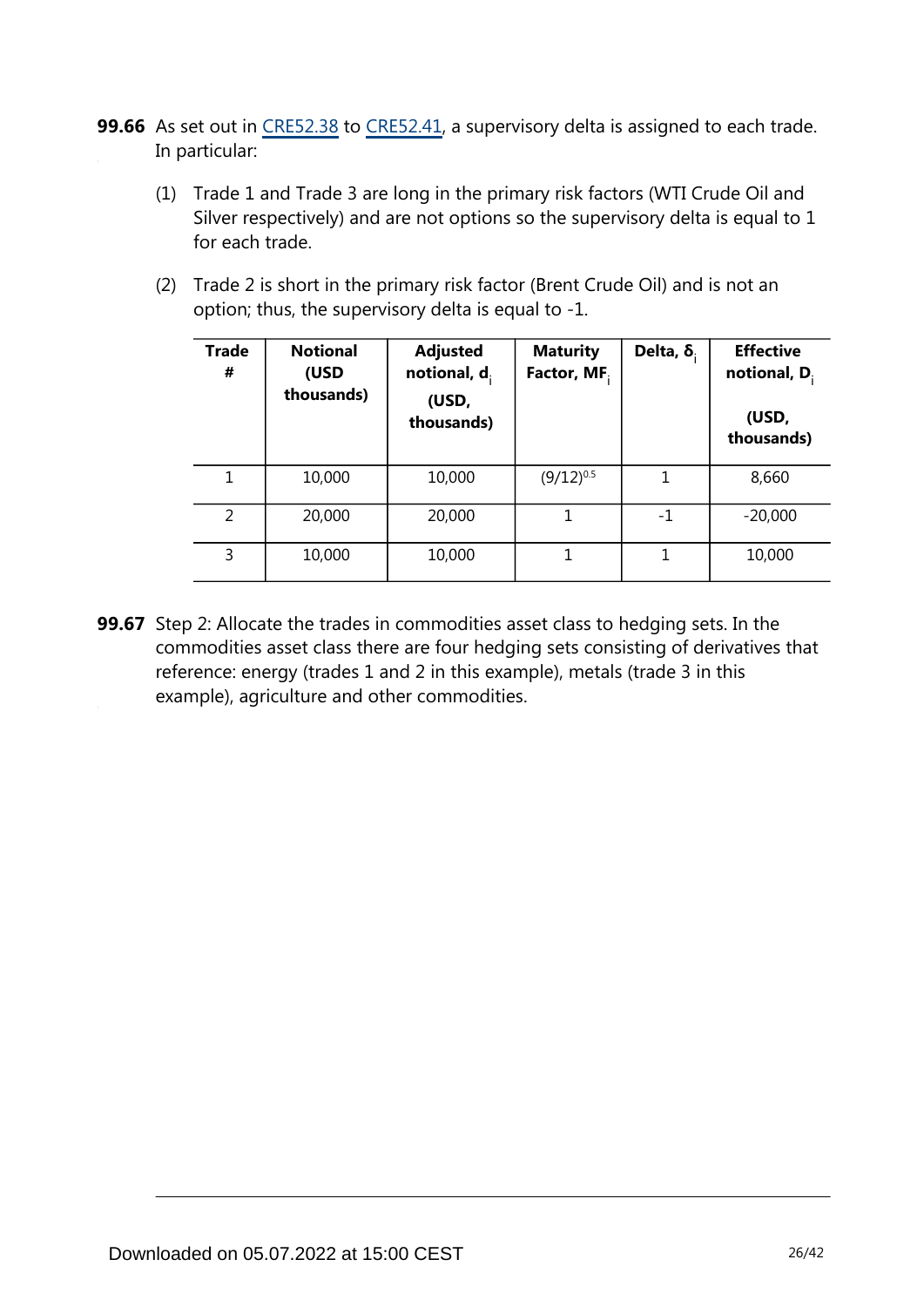**99.66** As set out in CRE52.38 to CRE52.41, a supervisory delta is assigned to each trade. In particular:

(1) Trade 1 and Trade 3 are long in the primary risk factors (WTI Crude Oil and Silver respectively) and are not options so the supervisory delta is equal to 1 for each trade.

(2) Trade 2 is short in the primary risk factor (Brent Crude Oil) and is not an option; thus, the supervisory delta is equal to -1.

| Trade # | Notional (USD thousands) | Adjusted notional, $d_i$ (USD, thousands) | Maturity Factor, $MF_i$ | Delta, $\delta_i$ | Effective notional, $D_i$ (USD, thousands) |
|---|---|---|---|---|---|
| 1 | 10,000 | 10,000 | $(9/12)^{0.5}$ | 1 | 8,660 |
| 2 | 20,000 | 20,000 | 1 | -1 | -20,000 |
| 3 | 10,000 | 10,000 | 1 | 1 | 10,000 |

**99.67** Step 2: Allocate the trades in commodities asset class to hedging sets. In the commodities asset class there are four hedging sets consisting of derivatives that reference: energy (trades 1 and 2 in this example), metals (trade 3 in this example), agriculture and other commodities.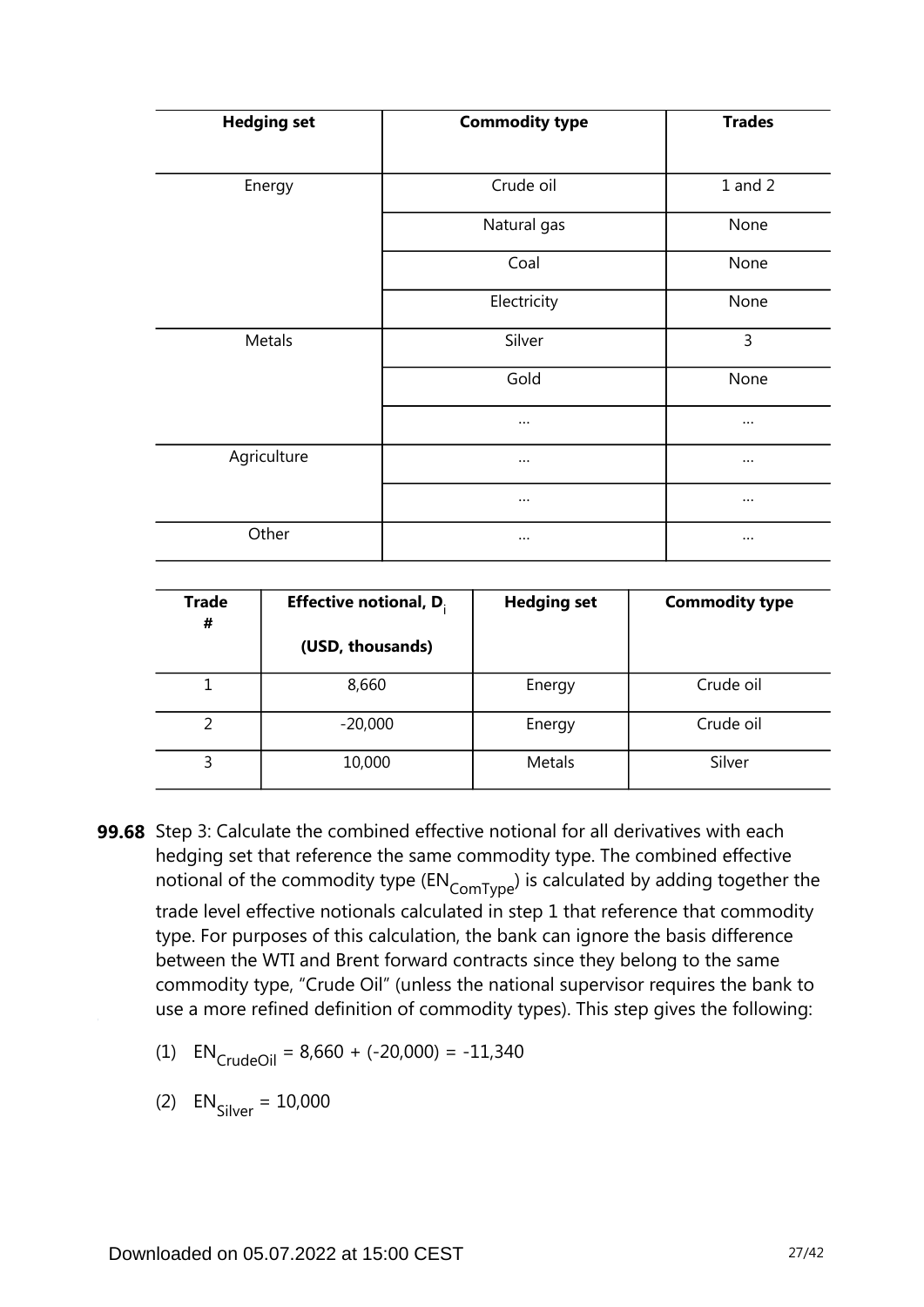| Hedging set | Commodity type | Trades |
|---|---|---|
| Energy | Crude oil | 1 and 2 |
| | Natural gas | None |
| | Coal | None |
| | Electricity | None |
| Metals | Silver | 3 |
| | Gold | None |
| | … | … |
| Agriculture | … | … |
| | … | … |
| Other | … | … |

| Trade # | Effective notional, $D_i$ (USD, thousands) | Hedging set | Commodity type |
|---|---|---|---|
| 1 | 8,660 | Energy | Crude oil |
| 2 | -20,000 | Energy | Crude oil |
| 3 | 10,000 | Metals | Silver |

**99.68** Step 3: Calculate the combined effective notional for all derivatives with each hedging set that reference the same commodity type. The combined effective notional of the commodity type ($EN_{ComType}$) is calculated by adding together the trade level effective notionals calculated in step 1 that reference that commodity type. For purposes of this calculation, the bank can ignore the basis difference between the WTI and Brent forward contracts since they belong to the same commodity type, "Crude Oil" (unless the national supervisor requires the bank to use a more refined definition of commodity types). This step gives the following:

(1) $EN_{CrudeOil} = 8{,}660 + (-20{,}000) = -11{,}340$

(2) $EN_{Silver} = 10{,}000$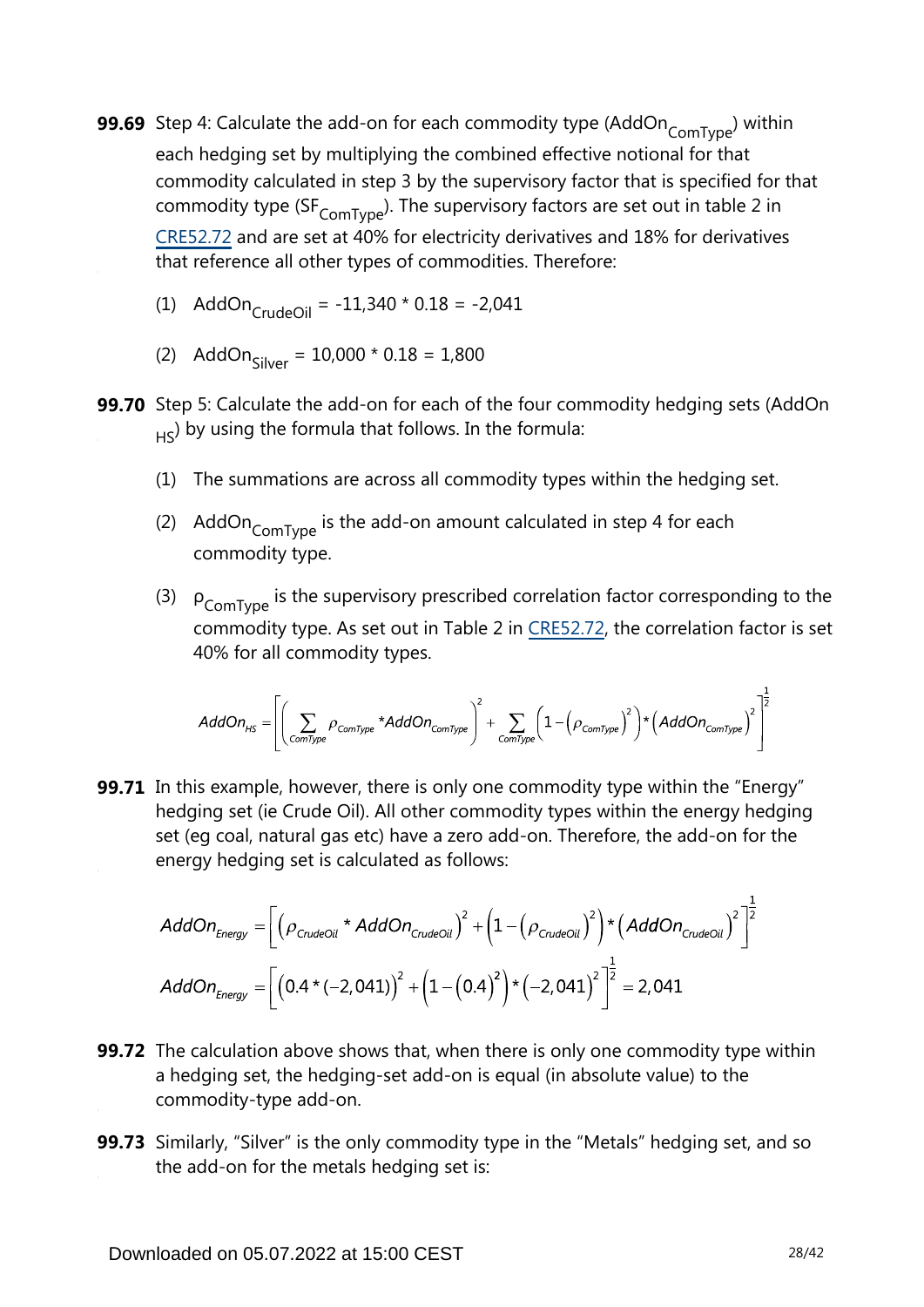**99.69** Step 4: Calculate the add-on for each commodity type ($AddOn_{ComType}$) within each hedging set by multiplying the combined effective notional for that commodity calculated in step 3 by the supervisory factor that is specified for that commodity type ($SF_{ComType}$). The supervisory factors are set out in table 2 in CRE52.72 and are set at 40% for electricity derivatives and 18% for derivatives that reference all other types of commodities. Therefore:

(1) $AddOn_{CrudeOil}$ = -11,340 * 0.18 = -2,041

(2) $AddOn_{Silver}$ = 10,000 * 0.18 = 1,800

**99.70** Step 5: Calculate the add-on for each of the four commodity hedging sets ($AddOn_{HS}$) by using the formula that follows. In the formula:

(1) The summations are across all commodity types within the hedging set.

(2) $AddOn_{ComType}$ is the add-on amount calculated in step 4 for each commodity type.

(3) $\rho_{ComType}$ is the supervisory prescribed correlation factor corresponding to the commodity type. As set out in Table 2 in CRE52.72, the correlation factor is set 40% for all commodity types.

$$AddOn_{HS} = \left[ \left( \sum_{ComType} \rho_{ComType} * AddOn_{ComType} \right)^2 + \sum_{ComType} \left( 1 - \left( \rho_{ComType} \right)^2 \right) * \left( AddOn_{ComType} \right)^2 \right]^{\frac{1}{2}}$$

**99.71** In this example, however, there is only one commodity type within the "Energy" hedging set (ie Crude Oil). All other commodity types within the energy hedging set (eg coal, natural gas etc) have a zero add-on. Therefore, the add-on for the energy hedging set is calculated as follows:

$$AddOn_{Energy} = \left[ \left( \rho_{CrudeOil} * AddOn_{CrudeOil} \right)^2 + \left( 1 - \left( \rho_{CrudeOil} \right)^2 \right) * \left( AddOn_{CrudeOil} \right)^2 \right]^{\frac{1}{2}}$$

$$AddOn_{Energy} = \left[ \left( 0.4 * (-2,041) \right)^2 + \left( 1 - \left( 0.4 \right)^2 \right) * \left( -2,041 \right)^2 \right]^{\frac{1}{2}} = 2,041$$

**99.72** The calculation above shows that, when there is only one commodity type within a hedging set, the hedging-set add-on is equal (in absolute value) to the commodity-type add-on.

**99.73** Similarly, "Silver" is the only commodity type in the "Metals" hedging set, and so the add-on for the metals hedging set is: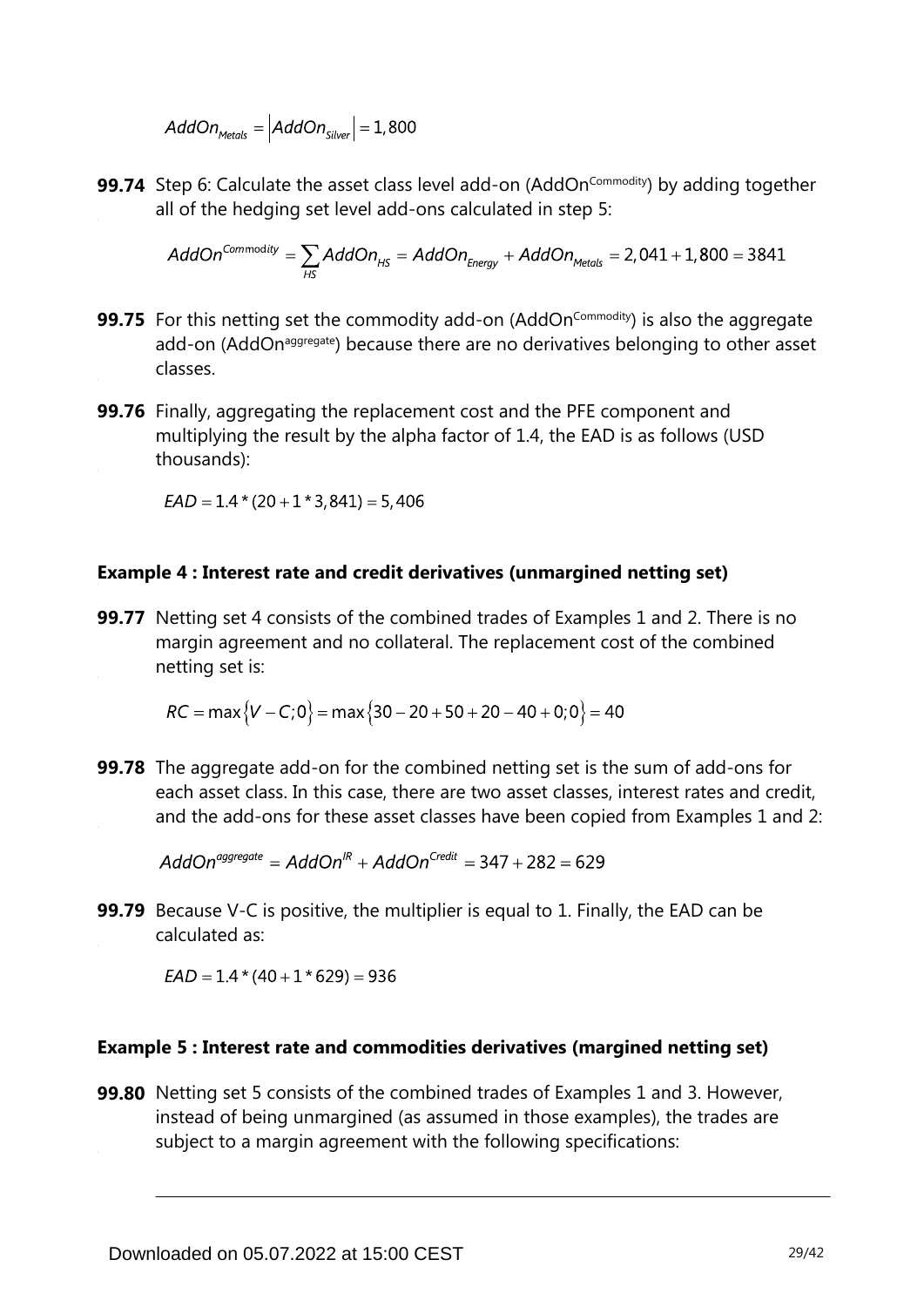$$AddOn_{Metals} = \left|AddOn_{Silver}\right| = 1,800$$

**99.74** Step 6: Calculate the asset class level add-on ($AddOn^{Commodity}$) by adding together all of the hedging set level add-ons calculated in step 5:

$$AddOn^{Commodity} = \sum_{HS} AddOn_{HS} = AddOn_{Energy} + AddOn_{Metals} = 2,041 + 1,800 = 3841$$

**99.75** For this netting set the commodity add-on ($AddOn^{Commodity}$) is also the aggregate add-on ($AddOn^{aggregate}$) because there are no derivatives belonging to other asset classes.

**99.76** Finally, aggregating the replacement cost and the PFE component and multiplying the result by the alpha factor of 1.4, the EAD is as follows (USD thousands):

$$EAD = 1.4 * (20 + 1 * 3,841) = 5,406$$

### Example 4 : Interest rate and credit derivatives (unmargined netting set)

**99.77** Netting set 4 consists of the combined trades of Examples 1 and 2. There is no margin agreement and no collateral. The replacement cost of the combined netting set is:

$$RC = \max\{V - C; 0\} = \max\{30 - 20 + 50 + 20 - 40 + 0; 0\} = 40$$

**99.78** The aggregate add-on for the combined netting set is the sum of add-ons for each asset class. In this case, there are two asset classes, interest rates and credit, and the add-ons for these asset classes have been copied from Examples 1 and 2:

$$AddOn^{aggregate} = AddOn^{IR} + AddOn^{Credit} = 347 + 282 = 629$$

**99.79** Because V-C is positive, the multiplier is equal to 1. Finally, the EAD can be calculated as:

$$EAD = 1.4 * (40 + 1 * 629) = 936$$

### Example 5 : Interest rate and commodities derivatives (margined netting set)

**99.80** Netting set 5 consists of the combined trades of Examples 1 and 3. However, instead of being unmargined (as assumed in those examples), the trades are subject to a margin agreement with the following specifications: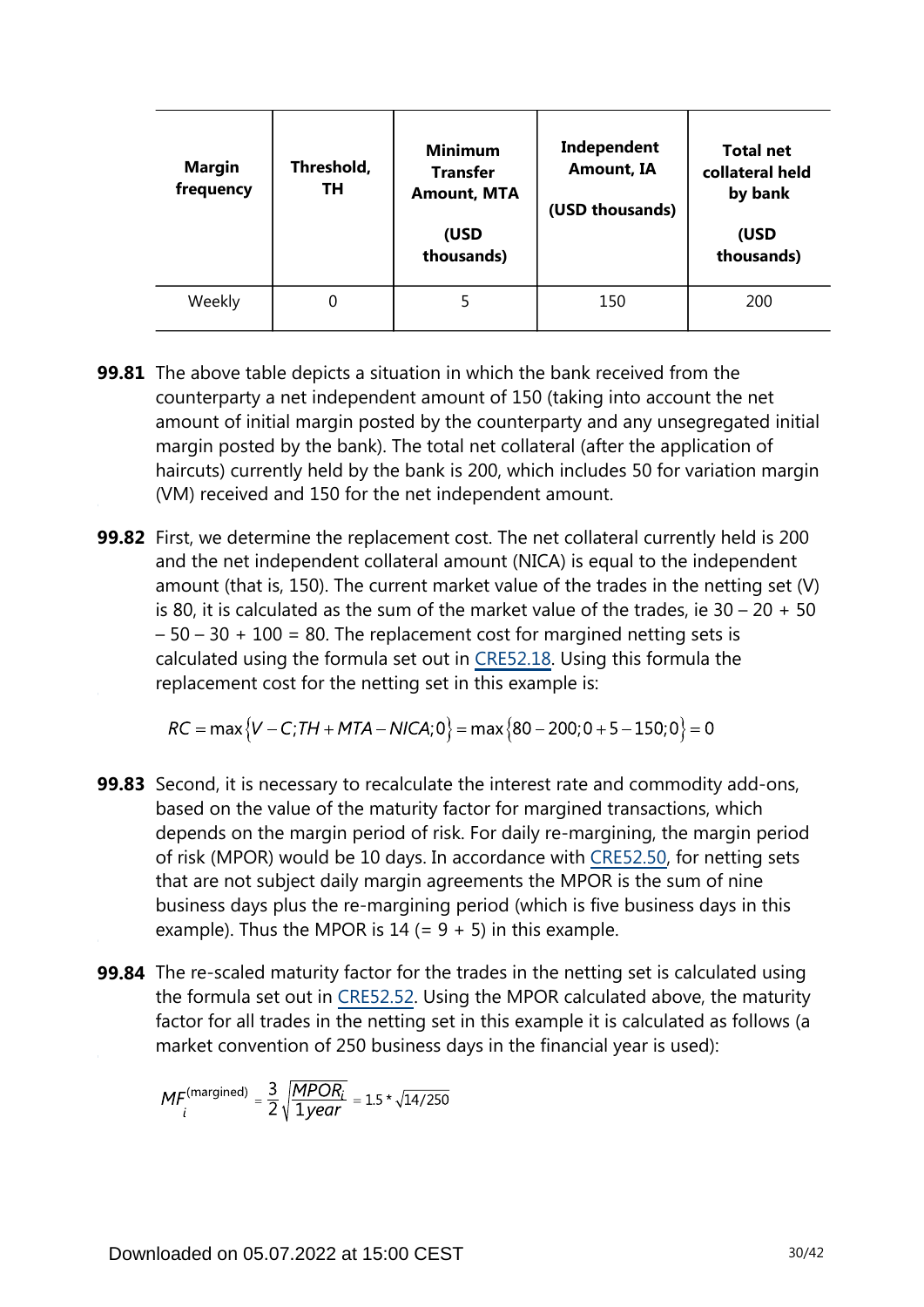| Margin frequency | Threshold, TH | Minimum Transfer Amount, MTA (USD thousands) | Independent Amount, IA (USD thousands) | Total net collateral held by bank (USD thousands) |
|---|---|---|---|---|
| Weekly | 0 | 5 | 150 | 200 |

**99.81** The above table depicts a situation in which the bank received from the counterparty a net independent amount of 150 (taking into account the net amount of initial margin posted by the counterparty and any unsegregated initial margin posted by the bank). The total net collateral (after the application of haircuts) currently held by the bank is 200, which includes 50 for variation margin (VM) received and 150 for the net independent amount.

**99.82** First, we determine the replacement cost. The net collateral currently held is 200 and the net independent collateral amount (NICA) is equal to the independent amount (that is, 150). The current market value of the trades in the netting set (V) is 80, it is calculated as the sum of the market value of the trades, ie 30 – 20 + 50 – 50 – 30 + 100 = 80. The replacement cost for margined netting sets is calculated using the formula set out in CRE52.18. Using this formula the replacement cost for the netting set in this example is:

$$RC = \max\left\{V - C; TH + MTA - NICA; 0\right\} = \max\left\{80 - 200; 0 + 5 - 150; 0\right\} = 0$$

**99.83** Second, it is necessary to recalculate the interest rate and commodity add-ons, based on the value of the maturity factor for margined transactions, which depends on the margin period of risk. For daily re-margining, the margin period of risk (MPOR) would be 10 days. In accordance with CRE52.50, for netting sets that are not subject daily margin agreements the MPOR is the sum of nine business days plus the re-margining period (which is five business days in this example). Thus the MPOR is 14 (= 9 + 5) in this example.

**99.84** The re-scaled maturity factor for the trades in the netting set is calculated using the formula set out in CRE52.52. Using the MPOR calculated above, the maturity factor for all trades in the netting set in this example it is calculated as follows (a market convention of 250 business days in the financial year is used):

$$MF_i^{(\text{margined})} = \frac{3}{2}\sqrt{\frac{MPOR_i}{1year}} = 1.5 * \sqrt{14/250}$$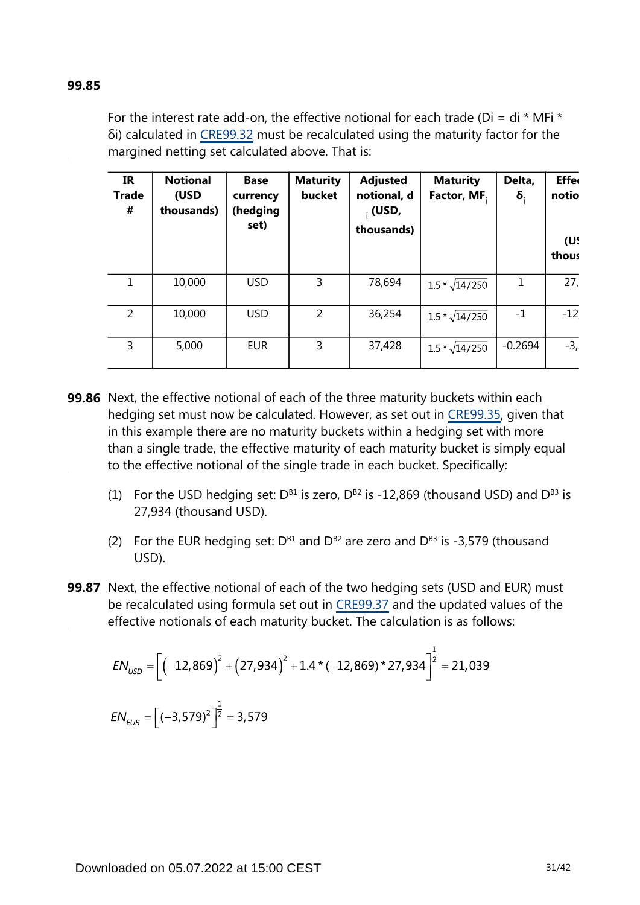**99.85**

For the interest rate add-on, the effective notional for each trade (Di = di * MFi * δi) calculated in CRE99.32 must be recalculated using the maturity factor for the margined netting set calculated above. That is:

| IR Trade # | Notional (USD thousands) | Base currency (hedging set) | Maturity bucket | Adjusted notional, $d_i$ (USD, thousands) | Maturity Factor, $MF_i$ | Delta, $\delta_i$ | Effe notio (US thous |
|---|---|---|---|---|---|---|---|
| 1 | 10,000 | USD | 3 | 78,694 | $1.5 * \sqrt{14/250}$ | 1 | 27, |
| 2 | 10,000 | USD | 2 | 36,254 | $1.5 * \sqrt{14/250}$ | -1 | -12 |
| 3 | 5,000 | EUR | 3 | 37,428 | $1.5 * \sqrt{14/250}$ | -0.2694 | -3, |

**99.86** Next, the effective notional of each of the three maturity buckets within each hedging set must now be calculated. However, as set out in CRE99.35, given that in this example there are no maturity buckets within a hedging set with more than a single trade, the effective maturity of each maturity bucket is simply equal to the effective notional of the single trade in each bucket. Specifically:

(1) For the USD hedging set: $D^{B1}$ is zero, $D^{B2}$ is -12,869 (thousand USD) and $D^{B3}$ is 27,934 (thousand USD).

(2) For the EUR hedging set: $D^{B1}$ and $D^{B2}$ are zero and $D^{B3}$ is -3,579 (thousand USD).

**99.87** Next, the effective notional of each of the two hedging sets (USD and EUR) must be recalculated using formula set out in CRE99.37 and the updated values of the effective notionals of each maturity bucket. The calculation is as follows:

$$EN_{USD} = \left[ (-12{,}869)^2 + (27{,}934)^2 + 1.4 * (-12{,}869) * 27{,}934 \right]^{\frac{1}{2}} = 21{,}039$$

$$EN_{EUR} = \left[ (-3{,}579)^2 \right]^{\frac{1}{2}} = 3{,}579$$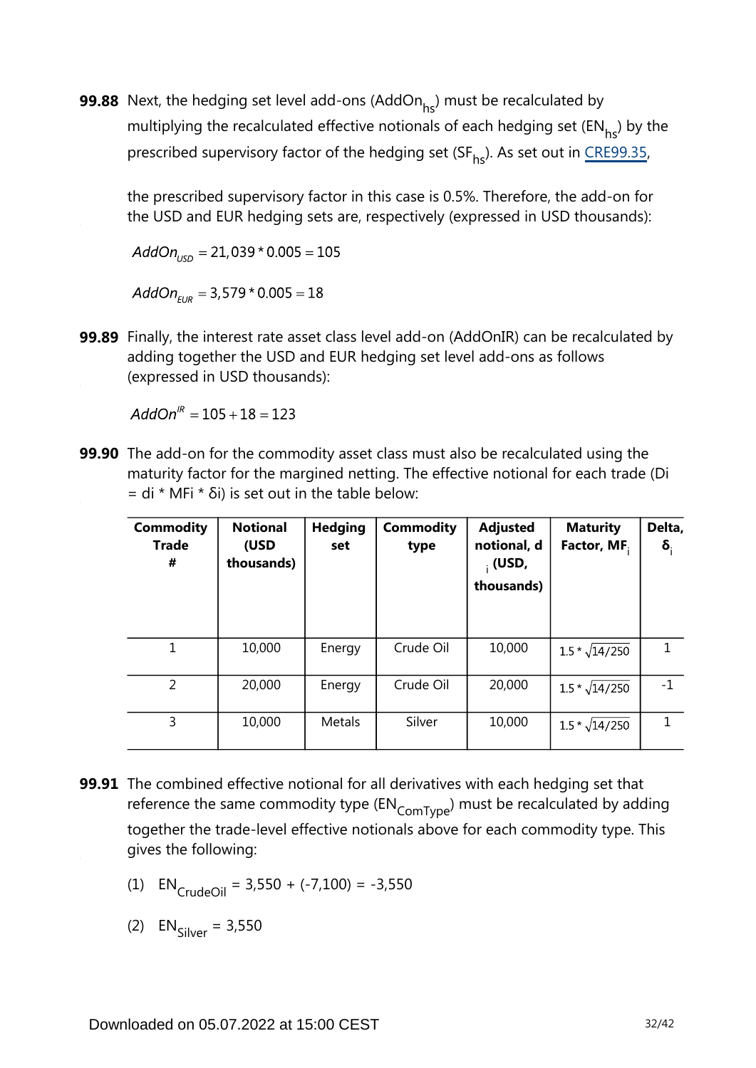**99.88** Next, the hedging set level add-ons ($AddOn_{hs}$) must be recalculated by multiplying the recalculated effective notionals of each hedging set ($EN_{hs}$) by the prescribed supervisory factor of the hedging set ($SF_{hs}$). As set out in CRE99.35,

the prescribed supervisory factor in this case is 0.5%. Therefore, the add-on for the USD and EUR hedging sets are, respectively (expressed in USD thousands):

$$AddOn_{USD} = 21{,}039 * 0.005 = 105$$

$$AddOn_{EUR} = 3{,}579 * 0.005 = 18$$

**99.89** Finally, the interest rate asset class level add-on (AddOnIR) can be recalculated by adding together the USD and EUR hedging set level add-ons as follows (expressed in USD thousands):

$$AddOn^{IR} = 105 + 18 = 123$$

**99.90** The add-on for the commodity asset class must also be recalculated using the maturity factor for the margined netting. The effective notional for each trade (Di = di * MFi * δi) is set out in the table below:

| Commodity Trade # | Notional (USD thousands) | Hedging set | Commodity type | Adjusted notional, $d_i$ (USD, thousands) | Maturity Factor, $MF_i$ | Delta, $\delta_i$ |
|---|---|---|---|---|---|---|
| 1 | 10,000 | Energy | Crude Oil | 10,000 | $1.5 * \sqrt{14/250}$ | 1 |
| 2 | 20,000 | Energy | Crude Oil | 20,000 | $1.5 * \sqrt{14/250}$ | -1 |
| 3 | 10,000 | Metals | Silver | 10,000 | $1.5 * \sqrt{14/250}$ | 1 |

**99.91** The combined effective notional for all derivatives with each hedging set that reference the same commodity type ($EN_{ComType}$) must be recalculated by adding together the trade-level effective notionals above for each commodity type. This gives the following:

(1) $EN_{CrudeOil}$ = 3,550 + (-7,100) = -3,550

(2) $EN_{Silver}$ = 3,550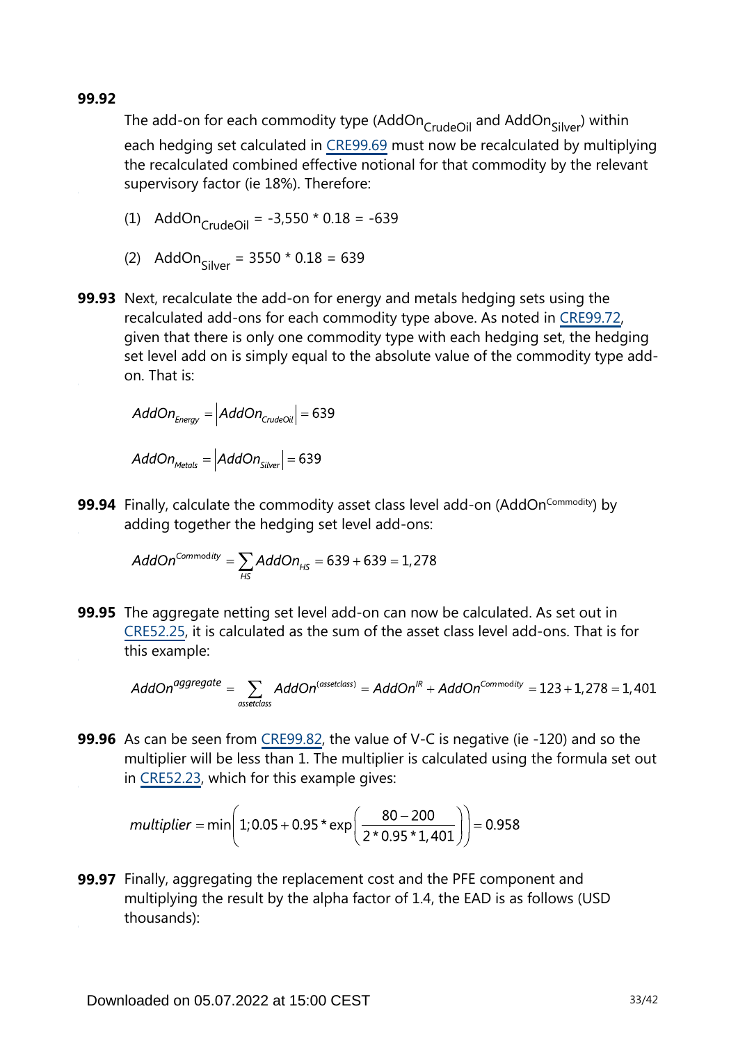**99.92** The add-on for each commodity type ($AddOn_{CrudeOil}$ and $AddOn_{Silver}$) within each hedging set calculated in CRE99.69 must now be recalculated by multiplying the recalculated combined effective notional for that commodity by the relevant supervisory factor (ie 18%). Therefore:

(1) $AddOn_{CrudeOil}$ = -3,550 * 0.18 = -639

(2) $AddOn_{Silver}$ = 3550 * 0.18 = 639

**99.93** Next, recalculate the add-on for energy and metals hedging sets using the recalculated add-ons for each commodity type above. As noted in CRE99.72, given that there is only one commodity type with each hedging set, the hedging set level add on is simply equal to the absolute value of the commodity type add-on. That is:

$$AddOn_{Energy} = \left| AddOn_{CrudeOil} \right| = 639$$

$$AddOn_{Metals} = \left| AddOn_{Silver} \right| = 639$$

**99.94** Finally, calculate the commodity asset class level add-on ($AddOn^{Commodity}$) by adding together the hedging set level add-ons:

$$AddOn^{Commodity} = \sum_{HS} AddOn_{HS} = 639 + 639 = 1{,}278$$

**99.95** The aggregate netting set level add-on can now be calculated. As set out in CRE52.25, it is calculated as the sum of the asset class level add-ons. That is for this example:

$$AddOn^{aggregate} = \sum_{assetclass} AddOn^{(assetclass)} = AddOn^{IR} + AddOn^{Commodity} = 123 + 1{,}278 = 1{,}401$$

**99.96** As can be seen from CRE99.82, the value of V-C is negative (ie -120) and so the multiplier will be less than 1. The multiplier is calculated using the formula set out in CRE52.23, which for this example gives:

$$multiplier = \min\left(1; 0.05 + 0.95 * \exp\left(\frac{80 - 200}{2 * 0.95 * 1{,}401}\right)\right) = 0.958$$

**99.97** Finally, aggregating the replacement cost and the PFE component and multiplying the result by the alpha factor of 1.4, the EAD is as follows (USD thousands):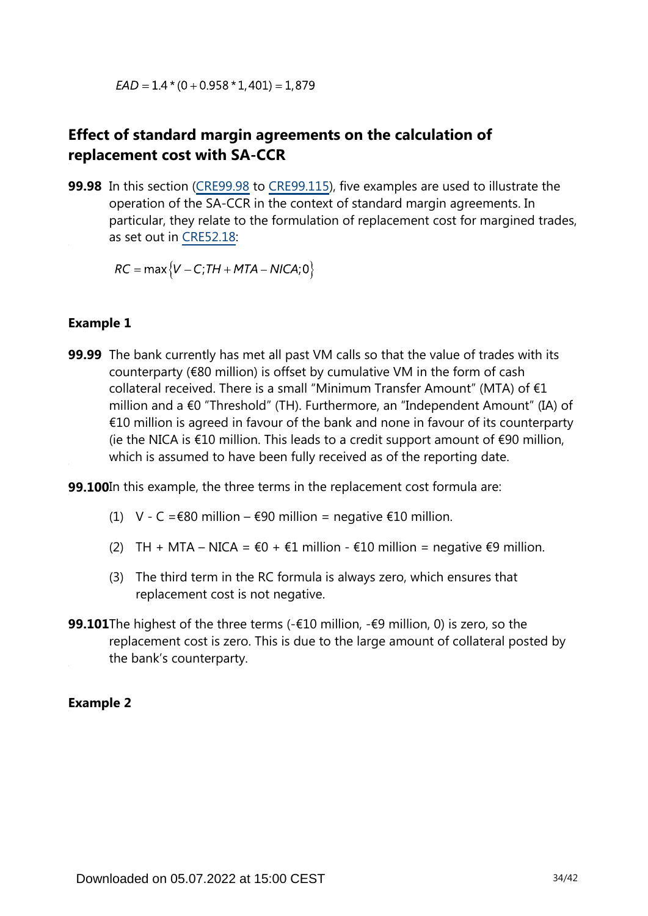$$EAD = 1.4 * (0 + 0.958 * 1,401) = 1,879$$

## Effect of standard margin agreements on the calculation of replacement cost with SA-CCR

**99.98** In this section (CRE99.98 to CRE99.115), five examples are used to illustrate the operation of the SA-CCR in the context of standard margin agreements. In particular, they relate to the formulation of replacement cost for margined trades, as set out in CRE52.18:

$$RC = \max\left\{V - C; TH + MTA - NICA; 0\right\}$$

### Example 1

**99.99** The bank currently has met all past VM calls so that the value of trades with its counterparty (€80 million) is offset by cumulative VM in the form of cash collateral received. There is a small "Minimum Transfer Amount" (MTA) of €1 million and a €0 "Threshold" (TH). Furthermore, an "Independent Amount" (IA) of €10 million is agreed in favour of the bank and none in favour of its counterparty (ie the NICA is €10 million. This leads to a credit support amount of €90 million, which is assumed to have been fully received as of the reporting date.

**99.100** In this example, the three terms in the replacement cost formula are:

(1) V - C =€80 million – €90 million = negative €10 million.

(2) TH + MTA – NICA = €0 + €1 million - €10 million = negative €9 million.

(3) The third term in the RC formula is always zero, which ensures that replacement cost is not negative.

**99.101** The highest of the three terms (-€10 million, -€9 million, 0) is zero, so the replacement cost is zero. This is due to the large amount of collateral posted by the bank's counterparty.

### Example 2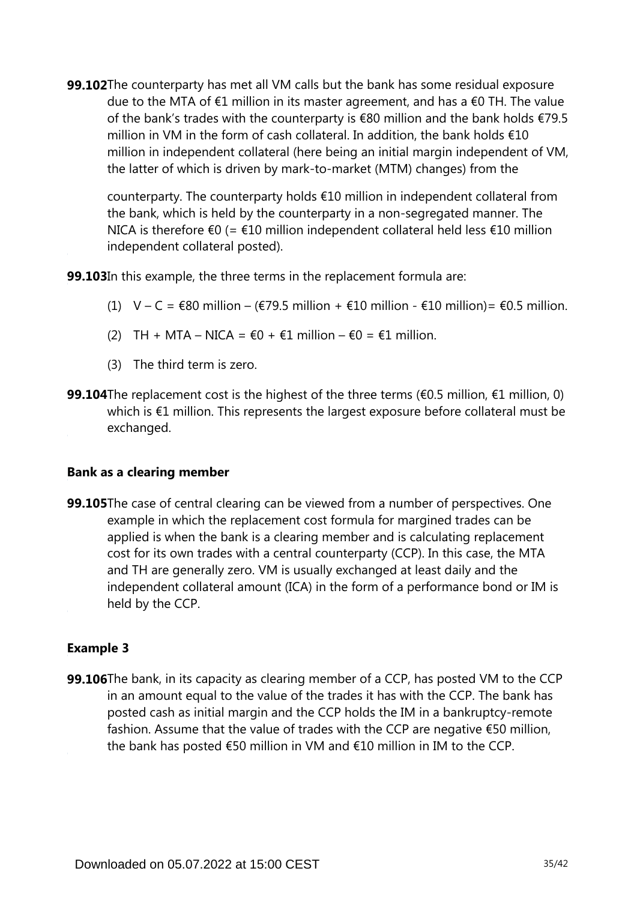**99.102** The counterparty has met all VM calls but the bank has some residual exposure due to the MTA of €1 million in its master agreement, and has a €0 TH. The value of the bank's trades with the counterparty is €80 million and the bank holds €79.5 million in VM in the form of cash collateral. In addition, the bank holds €10 million in independent collateral (here being an initial margin independent of VM, the latter of which is driven by mark-to-market (MTM) changes) from the counterparty. The counterparty holds €10 million in independent collateral from the bank, which is held by the counterparty in a non-segregated manner. The NICA is therefore €0 (= €10 million independent collateral held less €10 million independent collateral posted).

**99.103** In this example, the three terms in the replacement formula are:

(1) V – C = €80 million – (€79.5 million + €10 million - €10 million)= €0.5 million.

(2) TH + MTA – NICA = €0 + €1 million – €0 = €1 million.

(3) The third term is zero.

**99.104** The replacement cost is the highest of the three terms (€0.5 million, €1 million, 0) which is €1 million. This represents the largest exposure before collateral must be exchanged.

### Bank as a clearing member

**99.105** The case of central clearing can be viewed from a number of perspectives. One example in which the replacement cost formula for margined trades can be applied is when the bank is a clearing member and is calculating replacement cost for its own trades with a central counterparty (CCP). In this case, the MTA and TH are generally zero. VM is usually exchanged at least daily and the independent collateral amount (ICA) in the form of a performance bond or IM is held by the CCP.

### Example 3

**99.106** The bank, in its capacity as clearing member of a CCP, has posted VM to the CCP in an amount equal to the value of the trades it has with the CCP. The bank has posted cash as initial margin and the CCP holds the IM in a bankruptcy-remote fashion. Assume that the value of trades with the CCP are negative €50 million, the bank has posted €50 million in VM and €10 million in IM to the CCP.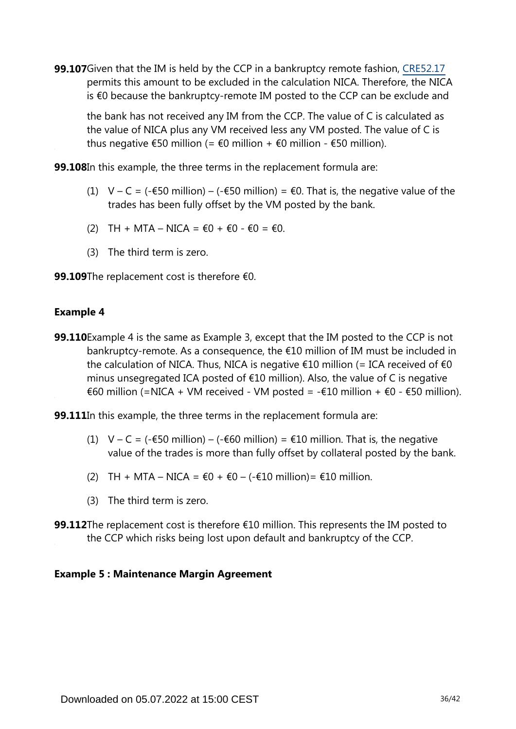**99.107** Given that the IM is held by the CCP in a bankruptcy remote fashion, CRE52.17 permits this amount to be excluded in the calculation NICA. Therefore, the NICA is €0 because the bankruptcy-remote IM posted to the CCP can be exclude and the bank has not received any IM from the CCP. The value of C is calculated as the value of NICA plus any VM received less any VM posted. The value of C is thus negative €50 million (= €0 million + €0 million - €50 million).

**99.108** In this example, the three terms in the replacement formula are:

(1) V – C = (-€50 million) – (-€50 million) = €0. That is, the negative value of the trades has been fully offset by the VM posted by the bank.

(2) TH + MTA – NICA = €0 + €0 - €0 = €0.

(3) The third term is zero.

**99.109** The replacement cost is therefore €0.

**Example 4**

**99.110** Example 4 is the same as Example 3, except that the IM posted to the CCP is not bankruptcy-remote. As a consequence, the €10 million of IM must be included in the calculation of NICA. Thus, NICA is negative €10 million (= ICA received of €0 minus unsegregated ICA posted of €10 million). Also, the value of C is negative €60 million (=NICA + VM received - VM posted = -€10 million + €0 - €50 million).

**99.111** In this example, the three terms in the replacement formula are:

(1) V – C = (-€50 million) – (-€60 million) = €10 million. That is, the negative value of the trades is more than fully offset by collateral posted by the bank.

(2) TH + MTA – NICA = €0 + €0 – (-€10 million)= €10 million.

(3) The third term is zero.

**99.112** The replacement cost is therefore €10 million. This represents the IM posted to the CCP which risks being lost upon default and bankruptcy of the CCP.

**Example 5 : Maintenance Margin Agreement**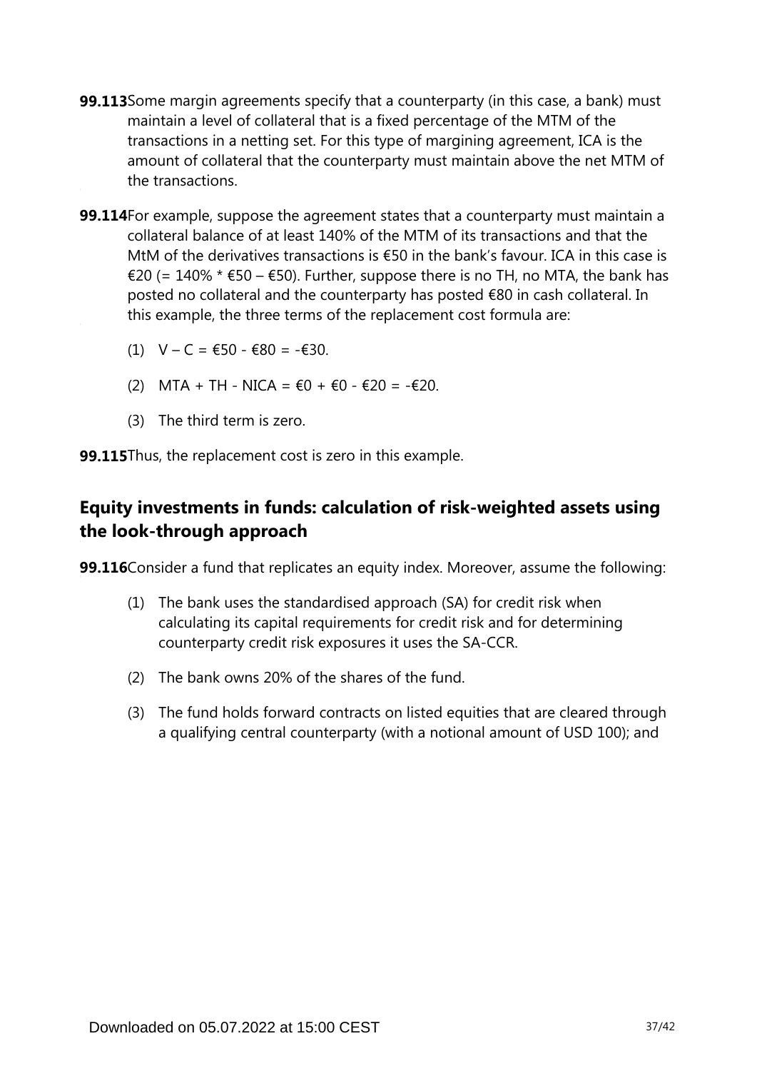**99.113** Some margin agreements specify that a counterparty (in this case, a bank) must maintain a level of collateral that is a fixed percentage of the MTM of the transactions in a netting set. For this type of margining agreement, ICA is the amount of collateral that the counterparty must maintain above the net MTM of the transactions.

**99.114** For example, suppose the agreement states that a counterparty must maintain a collateral balance of at least 140% of the MTM of its transactions and that the MtM of the derivatives transactions is €50 in the bank's favour. ICA in this case is €20 (= 140% * €50 – €50). Further, suppose there is no TH, no MTA, the bank has posted no collateral and the counterparty has posted €80 in cash collateral. In this example, the three terms of the replacement cost formula are:

(1) V – C = €50 - €80 = -€30.

(2) MTA + TH - NICA = €0 + €0 - €20 = -€20.

(3) The third term is zero.

**99.115** Thus, the replacement cost is zero in this example.

## Equity investments in funds: calculation of risk-weighted assets using the look-through approach

**99.116** Consider a fund that replicates an equity index. Moreover, assume the following:

(1) The bank uses the standardised approach (SA) for credit risk when calculating its capital requirements for credit risk and for determining counterparty credit risk exposures it uses the SA-CCR.

(2) The bank owns 20% of the shares of the fund.

(3) The fund holds forward contracts on listed equities that are cleared through a qualifying central counterparty (with a notional amount of USD 100); and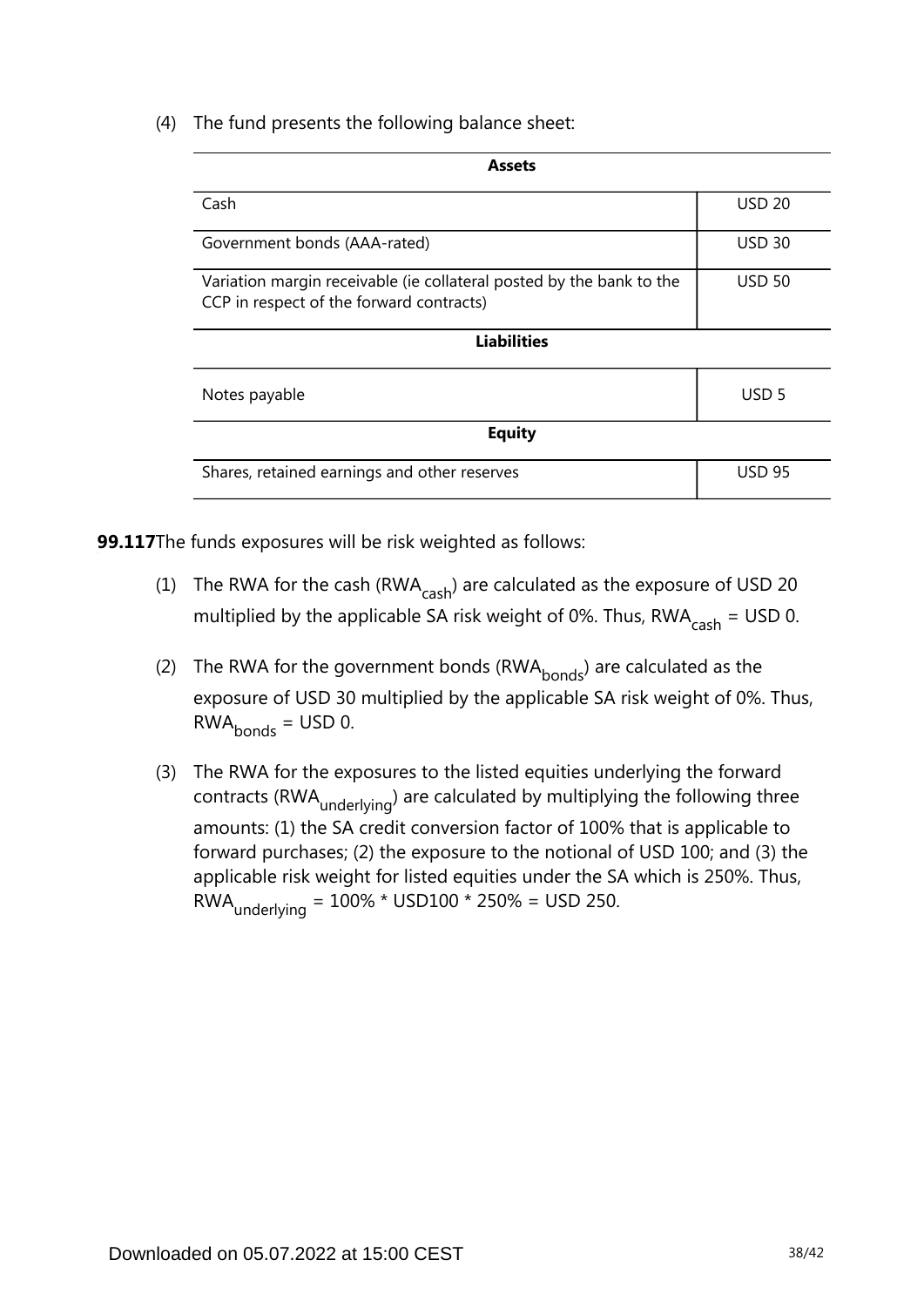(4) The fund presents the following balance sheet:

| Assets | |
|---|---|
| Cash | USD 20 |
| Government bonds (AAA-rated) | USD 30 |
| Variation margin receivable (ie collateral posted by the bank to the CCP in respect of the forward contracts) | USD 50 |
| **Liabilities** | |
| Notes payable | USD 5 |
| **Equity** | |
| Shares, retained earnings and other reserves | USD 95 |

**99.117** The funds exposures will be risk weighted as follows:

(1) The RWA for the cash ($RWA_{cash}$) are calculated as the exposure of USD 20 multiplied by the applicable SA risk weight of 0%. Thus, $RWA_{cash}$ = USD 0.

(2) The RWA for the government bonds ($RWA_{bonds}$) are calculated as the exposure of USD 30 multiplied by the applicable SA risk weight of 0%. Thus, $RWA_{bonds}$ = USD 0.

(3) The RWA for the exposures to the listed equities underlying the forward contracts ($RWA_{underlying}$) are calculated by multiplying the following three amounts: (1) the SA credit conversion factor of 100% that is applicable to forward purchases; (2) the exposure to the notional of USD 100; and (3) the applicable risk weight for listed equities under the SA which is 250%. Thus, $RWA_{underlying}$ = 100% * USD100 * 250% = USD 250.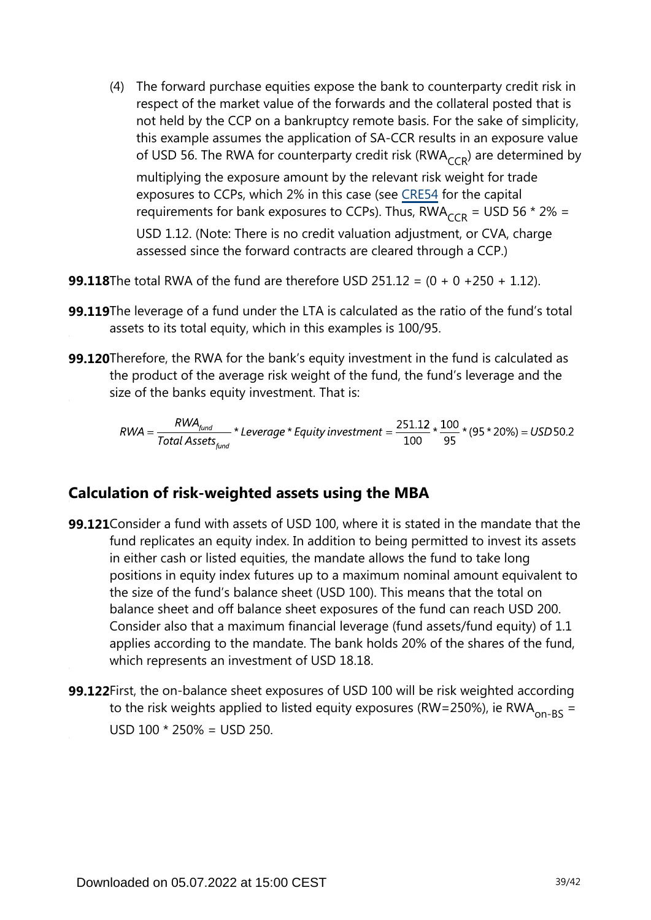(4) The forward purchase equities expose the bank to counterparty credit risk in respect of the market value of the forwards and the collateral posted that is not held by the CCP on a bankruptcy remote basis. For the sake of simplicity, this example assumes the application of SA-CCR results in an exposure value of USD 56. The RWA for counterparty credit risk ($RWA_{CCR}$) are determined by multiplying the exposure amount by the relevant risk weight for trade exposures to CCPs, which 2% in this case (see CRE54 for the capital requirements for bank exposures to CCPs). Thus, $RWA_{CCR}$ = USD 56 * 2% = USD 1.12. (Note: There is no credit valuation adjustment, or CVA, charge assessed since the forward contracts are cleared through a CCP.)

**99.118** The total RWA of the fund are therefore USD 251.12 = (0 + 0 +250 + 1.12).

**99.119** The leverage of a fund under the LTA is calculated as the ratio of the fund's total assets to its total equity, which in this examples is 100/95.

**99.120** Therefore, the RWA for the bank's equity investment in the fund is calculated as the product of the average risk weight of the fund, the fund's leverage and the size of the banks equity investment. That is:

$$RWA = \frac{RWA_{fund}}{Total\ Assets_{fund}} * Leverage * Equity\ investment = \frac{251.12}{100} * \frac{100}{95} * (95 * 20\%) = USD\,50.2$$

## Calculation of risk-weighted assets using the MBA

**99.121** Consider a fund with assets of USD 100, where it is stated in the mandate that the fund replicates an equity index. In addition to being permitted to invest its assets in either cash or listed equities, the mandate allows the fund to take long positions in equity index futures up to a maximum nominal amount equivalent to the size of the fund's balance sheet (USD 100). This means that the total on balance sheet and off balance sheet exposures of the fund can reach USD 200. Consider also that a maximum financial leverage (fund assets/fund equity) of 1.1 applies according to the mandate. The bank holds 20% of the shares of the fund, which represents an investment of USD 18.18.

**99.122** First, the on-balance sheet exposures of USD 100 will be risk weighted according to the risk weights applied to listed equity exposures (RW=250%), ie $RWA_{on\text{-}BS}$ = USD 100 * 250% = USD 250.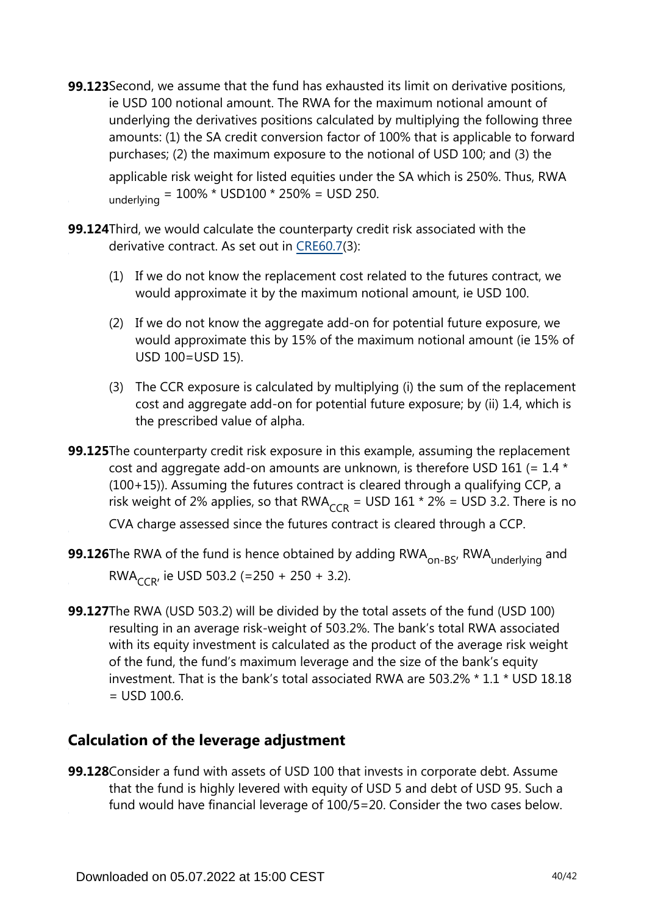**99.123** Second, we assume that the fund has exhausted its limit on derivative positions, ie USD 100 notional amount. The RWA for the maximum notional amount of underlying the derivatives positions calculated by multiplying the following three amounts: (1) the SA credit conversion factor of 100% that is applicable to forward purchases; (2) the maximum exposure to the notional of USD 100; and (3) the applicable risk weight for listed equities under the SA which is 250%. Thus, $RWA_{underlying}$ = 100% * USD100 * 250% = USD 250.

**99.124** Third, we would calculate the counterparty credit risk associated with the derivative contract. As set out in CRE60.7(3):

(1) If we do not know the replacement cost related to the futures contract, we would approximate it by the maximum notional amount, ie USD 100.

(2) If we do not know the aggregate add-on for potential future exposure, we would approximate this by 15% of the maximum notional amount (ie 15% of USD 100=USD 15).

(3) The CCR exposure is calculated by multiplying (i) the sum of the replacement cost and aggregate add-on for potential future exposure; by (ii) 1.4, which is the prescribed value of alpha.

**99.125** The counterparty credit risk exposure in this example, assuming the replacement cost and aggregate add-on amounts are unknown, is therefore USD 161 (= 1.4 * (100+15)). Assuming the futures contract is cleared through a qualifying CCP, a risk weight of 2% applies, so that $RWA_{CCR}$ = USD 161 * 2% = USD 3.2. There is no CVA charge assessed since the futures contract is cleared through a CCP.

**99.126** The RWA of the fund is hence obtained by adding $RWA_{on\text{-}BS}$, $RWA_{underlying}$ and $RWA_{CCR}$, ie USD 503.2 (=250 + 250 + 3.2).

**99.127** The RWA (USD 503.2) will be divided by the total assets of the fund (USD 100) resulting in an average risk-weight of 503.2%. The bank's total RWA associated with its equity investment is calculated as the product of the average risk weight of the fund, the fund's maximum leverage and the size of the bank's equity investment. That is the bank's total associated RWA are 503.2% * 1.1 * USD 18.18 = USD 100.6.

## Calculation of the leverage adjustment

**99.128** Consider a fund with assets of USD 100 that invests in corporate debt. Assume that the fund is highly levered with equity of USD 5 and debt of USD 95. Such a fund would have financial leverage of 100/5=20. Consider the two cases below.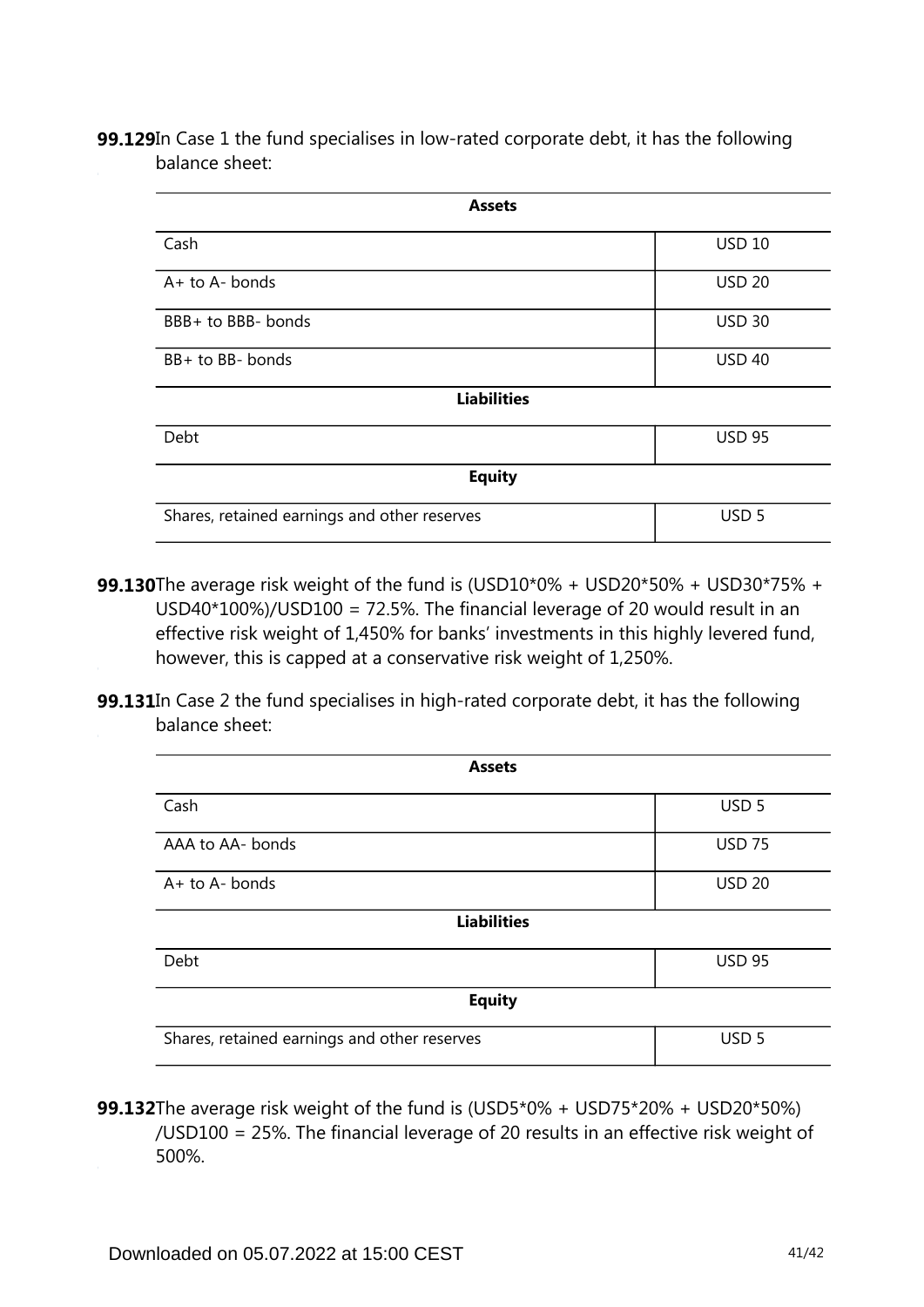**99.129** In Case 1 the fund specialises in low-rated corporate debt, it has the following balance sheet:

| Assets | |
|---|---|
| Cash | USD 10 |
| A+ to A- bonds | USD 20 |
| BBB+ to BBB- bonds | USD 30 |
| BB+ to BB- bonds | USD 40 |
| **Liabilities** | |
| Debt | USD 95 |
| **Equity** | |
| Shares, retained earnings and other reserves | USD 5 |

**99.130** The average risk weight of the fund is (USD10*0% + USD20*50% + USD30*75% + USD40*100%)/USD100 = 72.5%. The financial leverage of 20 would result in an effective risk weight of 1,450% for banks' investments in this highly levered fund, however, this is capped at a conservative risk weight of 1,250%.

**99.131** In Case 2 the fund specialises in high-rated corporate debt, it has the following balance sheet:

| Assets | |
|---|---|
| Cash | USD 5 |
| AAA to AA- bonds | USD 75 |
| A+ to A- bonds | USD 20 |
| **Liabilities** | |
| Debt | USD 95 |
| **Equity** | |
| Shares, retained earnings and other reserves | USD 5 |

**99.132** The average risk weight of the fund is (USD5*0% + USD75*20% + USD20*50%) /USD100 = 25%. The financial leverage of 20 results in an effective risk weight of 500%.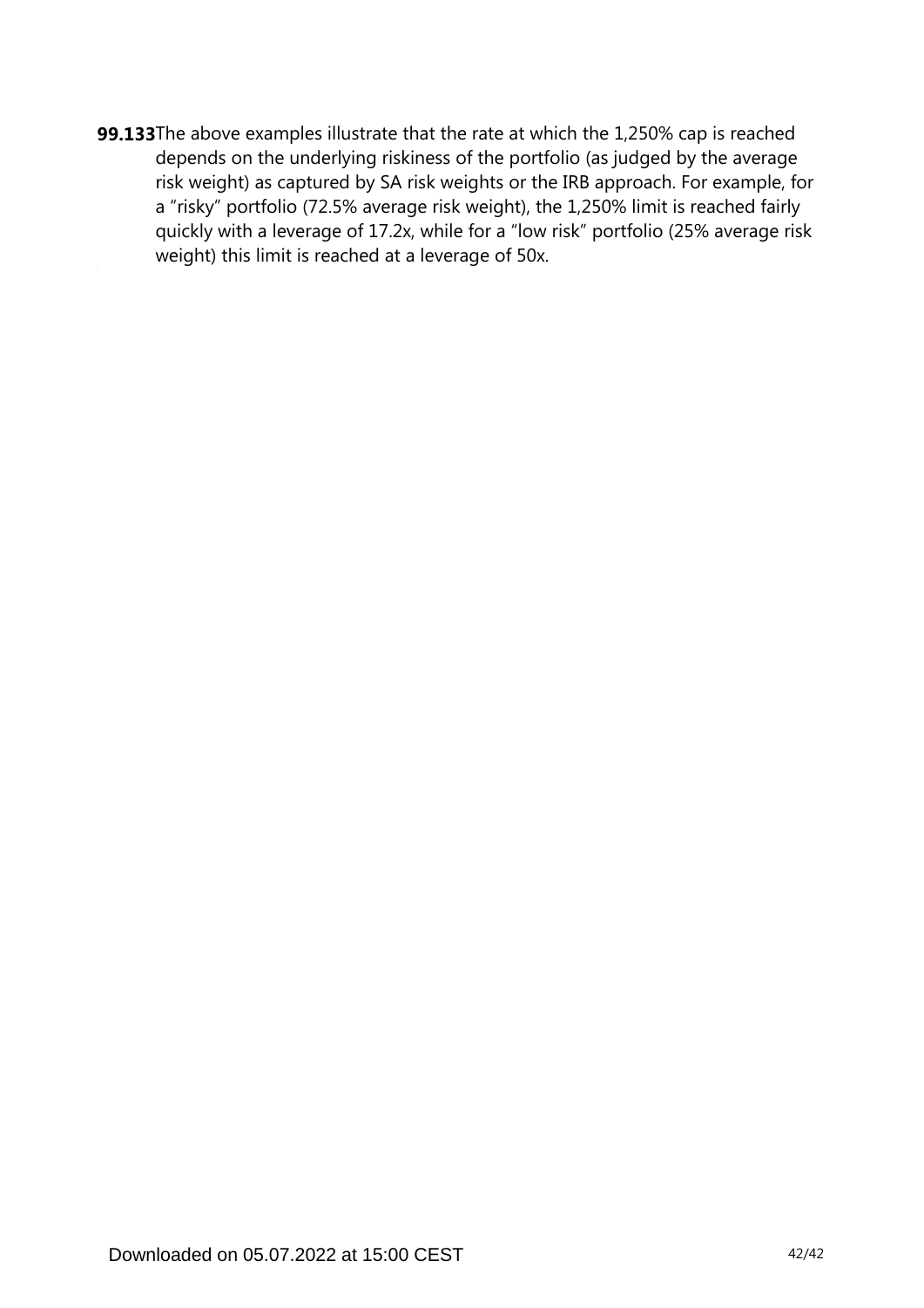**99.133** The above examples illustrate that the rate at which the 1,250% cap is reached depends on the underlying riskiness of the portfolio (as judged by the average risk weight) as captured by SA risk weights or the IRB approach. For example, for a “risky” portfolio (72.5% average risk weight), the 1,250% limit is reached fairly quickly with a leverage of 17.2x, while for a “low risk” portfolio (25% average risk weight) this limit is reached at a leverage of 50x.